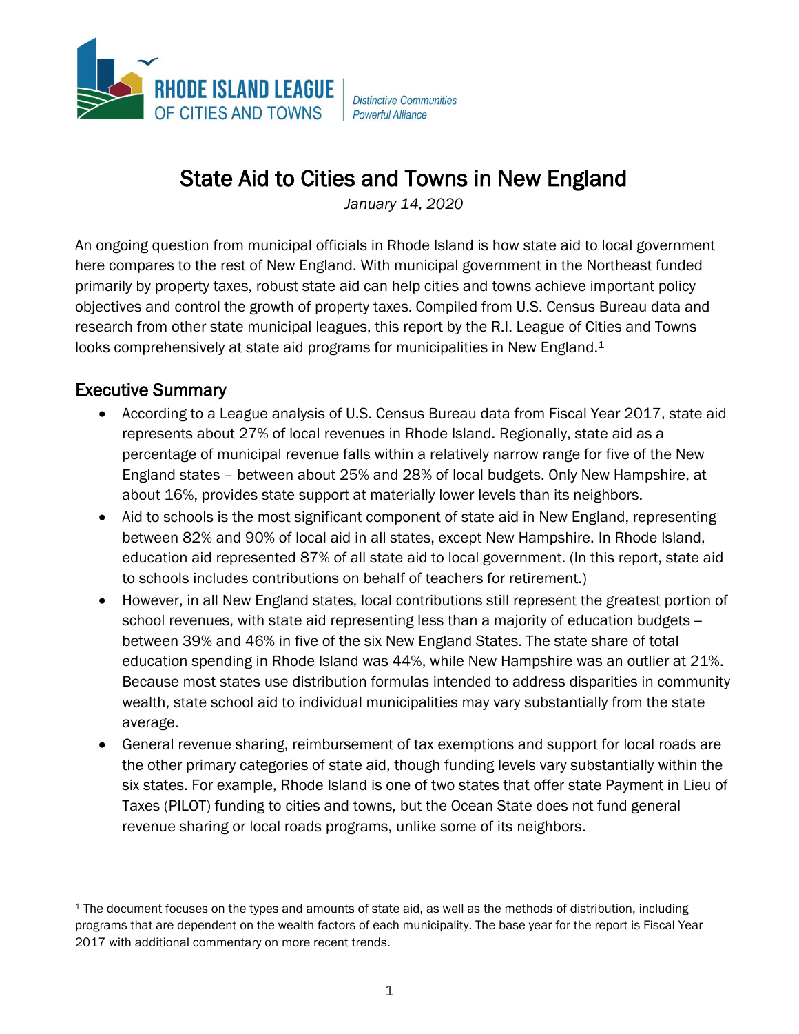RHODE ISLAND LEAGUE OF CITIES AND TOWNS | *Distinctive Communities Powerful Alliance*

# State Aid to Cities and Towns in New England

*January 14, 2020*

An ongoing question from municipal officials in Rhode Island is how state aid to local government here compares to the rest of New England. With municipal government in the Northeast funded primarily by property taxes, robust state aid can help cities and towns achieve important policy objectives and control the growth of property taxes. Compiled from U.S. Census Bureau data and research from other state municipal leagues, this report by the R.I. League of Cities and Towns looks comprehensively at state aid programs for municipalities in New England.[1]

## Executive Summary

- According to a League analysis of U.S. Census Bureau data from Fiscal Year 2017, state aid represents about 27% of local revenues in Rhode Island. Regionally, state aid as a percentage of municipal revenue falls within a relatively narrow range for five of the New England states – between about 25% and 28% of local budgets. Only New Hampshire, at about 16%, provides state support at materially lower levels than its neighbors.
- Aid to schools is the most significant component of state aid in New England, representing between 82% and 90% of local aid in all states, except New Hampshire. In Rhode Island, education aid represented 87% of all state aid to local government. (In this report, state aid to schools includes contributions on behalf of teachers for retirement.)
- However, in all New England states, local contributions still represent the greatest portion of school revenues, with state aid representing less than a majority of education budgets -- between 39% and 46% in five of the six New England States. The state share of total education spending in Rhode Island was 44%, while New Hampshire was an outlier at 21%. Because most states use distribution formulas intended to address disparities in community wealth, state school aid to individual municipalities may vary substantially from the state average.
- General revenue sharing, reimbursement of tax exemptions and support for local roads are the other primary categories of state aid, though funding levels vary substantially within the six states. For example, Rhode Island is one of two states that offer state Payment in Lieu of Taxes (PILOT) funding to cities and towns, but the Ocean State does not fund general revenue sharing or local roads programs, unlike some of its neighbors.

[1] The document focuses on the types and amounts of state aid, as well as the methods of distribution, including programs that are dependent on the wealth factors of each municipality. The base year for the report is Fiscal Year 2017 with additional commentary on more recent trends.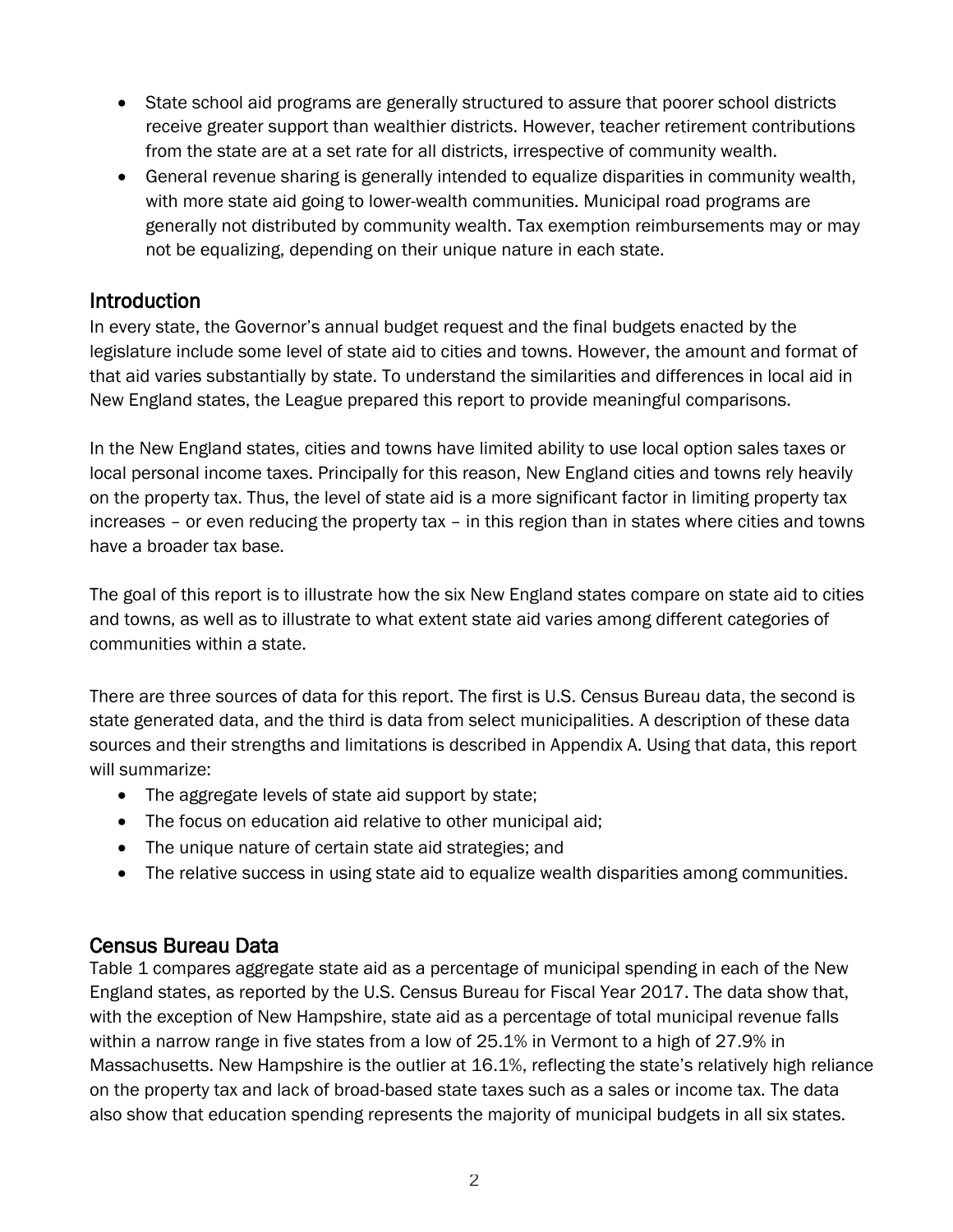- State school aid programs are generally structured to assure that poorer school districts receive greater support than wealthier districts. However, teacher retirement contributions from the state are at a set rate for all districts, irrespective of community wealth.
- General revenue sharing is generally intended to equalize disparities in community wealth, with more state aid going to lower-wealth communities. Municipal road programs are generally not distributed by community wealth. Tax exemption reimbursements may or may not be equalizing, depending on their unique nature in each state.

## Introduction

In every state, the Governor's annual budget request and the final budgets enacted by the legislature include some level of state aid to cities and towns. However, the amount and format of that aid varies substantially by state. To understand the similarities and differences in local aid in New England states, the League prepared this report to provide meaningful comparisons.

In the New England states, cities and towns have limited ability to use local option sales taxes or local personal income taxes. Principally for this reason, New England cities and towns rely heavily on the property tax. Thus, the level of state aid is a more significant factor in limiting property tax increases – or even reducing the property tax – in this region than in states where cities and towns have a broader tax base.

The goal of this report is to illustrate how the six New England states compare on state aid to cities and towns, as well as to illustrate to what extent state aid varies among different categories of communities within a state.

There are three sources of data for this report. The first is U.S. Census Bureau data, the second is state generated data, and the third is data from select municipalities. A description of these data sources and their strengths and limitations is described in Appendix A. Using that data, this report will summarize:

- The aggregate levels of state aid support by state;
- The focus on education aid relative to other municipal aid;
- The unique nature of certain state aid strategies; and
- The relative success in using state aid to equalize wealth disparities among communities.

## Census Bureau Data

Table 1 compares aggregate state aid as a percentage of municipal spending in each of the New England states, as reported by the U.S. Census Bureau for Fiscal Year 2017. The data show that, with the exception of New Hampshire, state aid as a percentage of total municipal revenue falls within a narrow range in five states from a low of 25.1% in Vermont to a high of 27.9% in Massachusetts. New Hampshire is the outlier at 16.1%, reflecting the state's relatively high reliance on the property tax and lack of broad-based state taxes such as a sales or income tax. The data also show that education spending represents the majority of municipal budgets in all six states.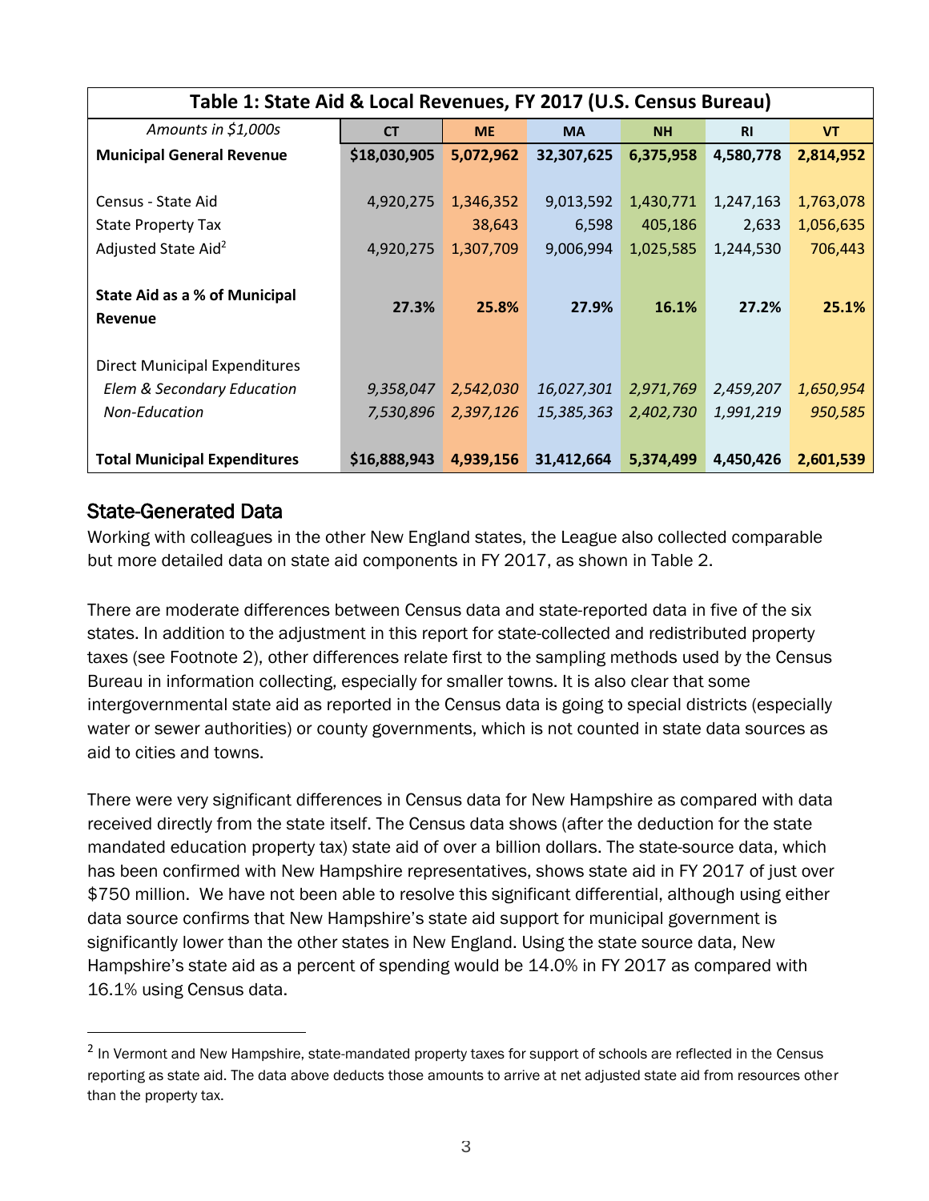| Table 1: State Aid & Local Revenues, FY 2017 (U.S. Census Bureau) | | | | | | |
|---|---|---|---|---|---|---|
| *Amounts in $1,000s* | **CT** | **ME** | **MA** | **NH** | **RI** | **VT** |
| **Municipal General Revenue** | **$18,030,905** | **5,072,962** | **32,307,625** | **6,375,958** | **4,580,778** | **2,814,952** |
| | | | | | | |
| Census - State Aid | 4,920,275 | 1,346,352 | 9,013,592 | 1,430,771 | 1,247,163 | 1,763,078 |
| State Property Tax | | 38,643 | 6,598 | 405,186 | 2,633 | 1,056,635 |
| Adjusted State Aid[2] | 4,920,275 | 1,307,709 | 9,006,994 | 1,025,585 | 1,244,530 | 706,443 |
| | | | | | | |
| **State Aid as a % of Municipal Revenue** | **27.3%** | **25.8%** | **27.9%** | **16.1%** | **27.2%** | **25.1%** |
| | | | | | | |
| Direct Municipal Expenditures | | | | | | |
| *Elem & Secondary Education* | *9,358,047* | *2,542,030* | *16,027,301* | *2,971,769* | *2,459,207* | *1,650,954* |
| *Non-Education* | *7,530,896* | *2,397,126* | *15,385,363* | *2,402,730* | *1,991,219* | *950,585* |
| | | | | | | |
| **Total Municipal Expenditures** | **$16,888,943** | **4,939,156** | **31,412,664** | **5,374,499** | **4,450,426** | **2,601,539** |

## State-Generated Data

Working with colleagues in the other New England states, the League also collected comparable but more detailed data on state aid components in FY 2017, as shown in Table 2.

There are moderate differences between Census data and state-reported data in five of the six states. In addition to the adjustment in this report for state-collected and redistributed property taxes (see Footnote 2), other differences relate first to the sampling methods used by the Census Bureau in information collecting, especially for smaller towns. It is also clear that some intergovernmental state aid as reported in the Census data is going to special districts (especially water or sewer authorities) or county governments, which is not counted in state data sources as aid to cities and towns.

There were very significant differences in Census data for New Hampshire as compared with data received directly from the state itself. The Census data shows (after the deduction for the state mandated education property tax) state aid of over a billion dollars. The state-source data, which has been confirmed with New Hampshire representatives, shows state aid in FY 2017 of just over $750 million. We have not been able to resolve this significant differential, although using either data source confirms that New Hampshire's state aid support for municipal government is significantly lower than the other states in New England. Using the state source data, New Hampshire's state aid as a percent of spending would be 14.0% in FY 2017 as compared with 16.1% using Census data.

---

[2] In Vermont and New Hampshire, state-mandated property taxes for support of schools are reflected in the Census reporting as state aid. The data above deducts those amounts to arrive at net adjusted state aid from resources other than the property tax.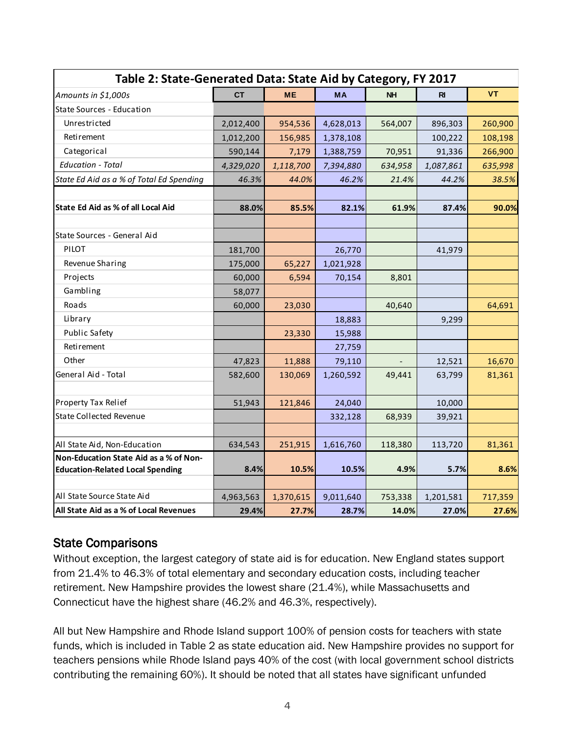| Table 2: State-Generated Data: State Aid by Category, FY 2017 | | | | | | |
|---|---|---|---|---|---|---|
| *Amounts in $1,000s* | **CT** | **ME** | **MA** | **NH** | **RI** | **VT** |
| State Sources - Education | | | | | | |
| Unrestricted | 2,012,400 | 954,536 | 4,628,013 | 564,007 | 896,303 | 260,900 |
| Retirement | 1,012,200 | 156,985 | 1,378,108 | | 100,222 | 108,198 |
| Categorical | 590,144 | 7,179 | 1,388,759 | 70,951 | 91,336 | 266,900 |
| *Education - Total* | *4,329,020* | *1,118,700* | *7,394,880* | *634,958* | *1,087,861* | *635,998* |
| *State Ed Aid as a % of Total Ed Spending* | *46.3%* | *44.0%* | *46.2%* | *21.4%* | *44.2%* | *38.5%* |
| | | | | | | |
| **State Ed Aid as % of all Local Aid** | **88.0%** | **85.5%** | **82.1%** | **61.9%** | **87.4%** | **90.0%** |
| | | | | | | |
| State Sources - General Aid | | | | | | |
| PILOT | 181,700 | | 26,770 | | 41,979 | |
| Revenue Sharing | 175,000 | 65,227 | 1,021,928 | | | |
| Projects | 60,000 | 6,594 | 70,154 | 8,801 | | |
| Gambling | 58,077 | | | | | |
| Roads | 60,000 | 23,030 | | 40,640 | | 64,691 |
| Library | | | 18,883 | | 9,299 | |
| Public Safety | | 23,330 | 15,988 | | | |
| Retirement | | | 27,759 | | | |
| Other | 47,823 | 11,888 | 79,110 | - | 12,521 | 16,670 |
| General Aid - Total | 582,600 | 130,069 | 1,260,592 | 49,441 | 63,799 | 81,361 |
| | | | | | | |
| Property Tax Relief | 51,943 | 121,846 | 24,040 | | 10,000 | |
| State Collected Revenue | | | 332,128 | 68,939 | 39,921 | |
| | | | | | | |
| All State Aid, Non-Education | 634,543 | 251,915 | 1,616,760 | 118,380 | 113,720 | 81,361 |
| **Non-Education State Aid as a % of Non-Education-Related Local Spending** | **8.4%** | **10.5%** | **10.5%** | **4.9%** | **5.7%** | **8.6%** |
| | | | | | | |
| All State Source State Aid | 4,963,563 | 1,370,615 | 9,011,640 | 753,338 | 1,201,581 | 717,359 |
| **All State Aid as a % of Local Revenues** | **29.4%** | **27.7%** | **28.7%** | **14.0%** | **27.0%** | **27.6%** |

## State Comparisons

Without exception, the largest category of state aid is for education. New England states support from 21.4% to 46.3% of total elementary and secondary education costs, including teacher retirement. New Hampshire provides the lowest share (21.4%), while Massachusetts and Connecticut have the highest share (46.2% and 46.3%, respectively).

All but New Hampshire and Rhode Island support 100% of pension costs for teachers with state funds, which is included in Table 2 as state education aid. New Hampshire provides no support for teachers pensions while Rhode Island pays 40% of the cost (with local government school districts contributing the remaining 60%). It should be noted that all states have significant unfunded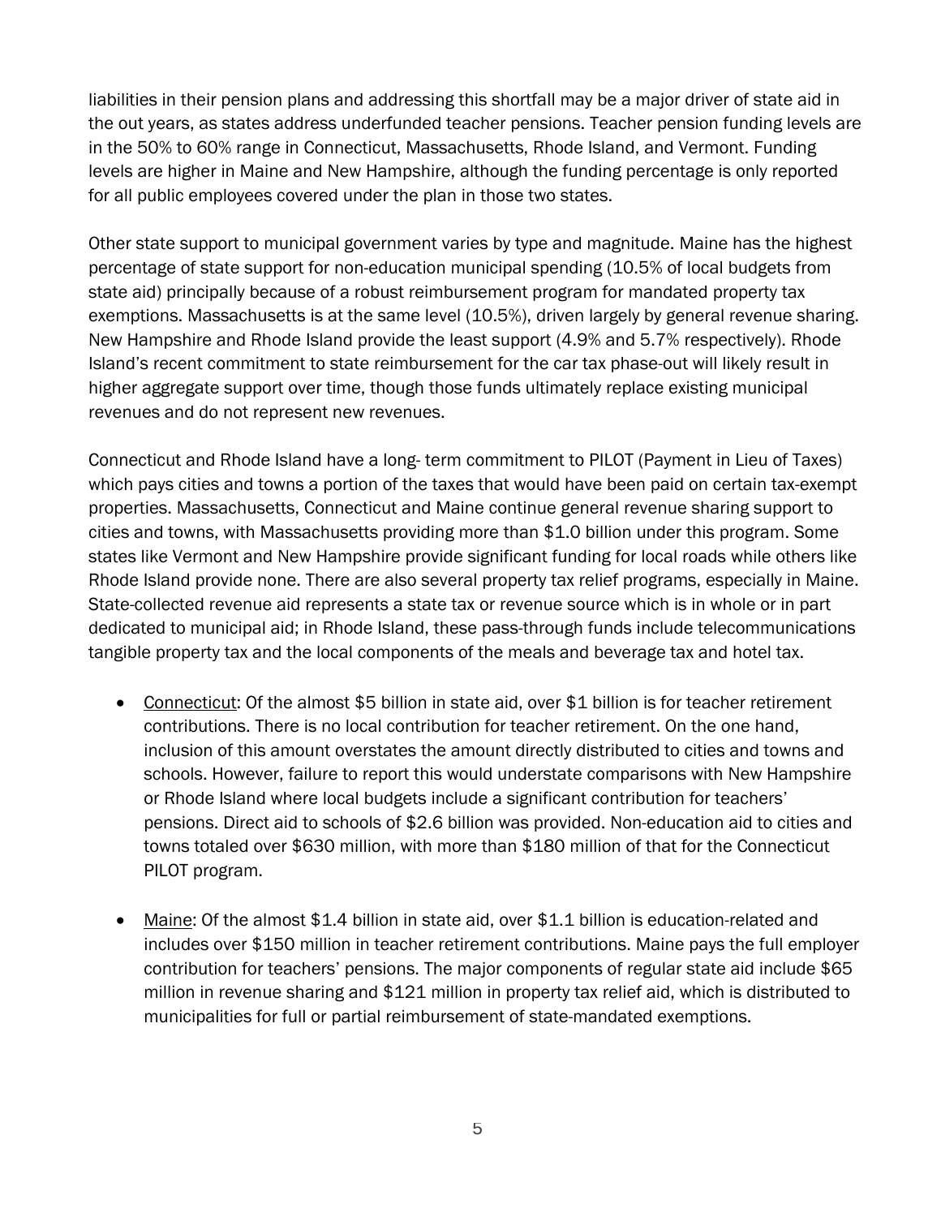liabilities in their pension plans and addressing this shortfall may be a major driver of state aid in the out years, as states address underfunded teacher pensions. Teacher pension funding levels are in the 50% to 60% range in Connecticut, Massachusetts, Rhode Island, and Vermont. Funding levels are higher in Maine and New Hampshire, although the funding percentage is only reported for all public employees covered under the plan in those two states.

Other state support to municipal government varies by type and magnitude. Maine has the highest percentage of state support for non-education municipal spending (10.5% of local budgets from state aid) principally because of a robust reimbursement program for mandated property tax exemptions. Massachusetts is at the same level (10.5%), driven largely by general revenue sharing. New Hampshire and Rhode Island provide the least support (4.9% and 5.7% respectively). Rhode Island's recent commitment to state reimbursement for the car tax phase-out will likely result in higher aggregate support over time, though those funds ultimately replace existing municipal revenues and do not represent new revenues.

Connecticut and Rhode Island have a long- term commitment to PILOT (Payment in Lieu of Taxes) which pays cities and towns a portion of the taxes that would have been paid on certain tax-exempt properties. Massachusetts, Connecticut and Maine continue general revenue sharing support to cities and towns, with Massachusetts providing more than $1.0 billion under this program. Some states like Vermont and New Hampshire provide significant funding for local roads while others like Rhode Island provide none. There are also several property tax relief programs, especially in Maine. State-collected revenue aid represents a state tax or revenue source which is in whole or in part dedicated to municipal aid; in Rhode Island, these pass-through funds include telecommunications tangible property tax and the local components of the meals and beverage tax and hotel tax.

- <u>Connecticut</u>: Of the almost $5 billion in state aid, over $1 billion is for teacher retirement contributions. There is no local contribution for teacher retirement. On the one hand, inclusion of this amount overstates the amount directly distributed to cities and towns and schools. However, failure to report this would understate comparisons with New Hampshire or Rhode Island where local budgets include a significant contribution for teachers' pensions. Direct aid to schools of $2.6 billion was provided. Non-education aid to cities and towns totaled over $630 million, with more than $180 million of that for the Connecticut PILOT program.

- <u>Maine</u>: Of the almost $1.4 billion in state aid, over $1.1 billion is education-related and includes over $150 million in teacher retirement contributions. Maine pays the full employer contribution for teachers' pensions. The major components of regular state aid include $65 million in revenue sharing and $121 million in property tax relief aid, which is distributed to municipalities for full or partial reimbursement of state-mandated exemptions.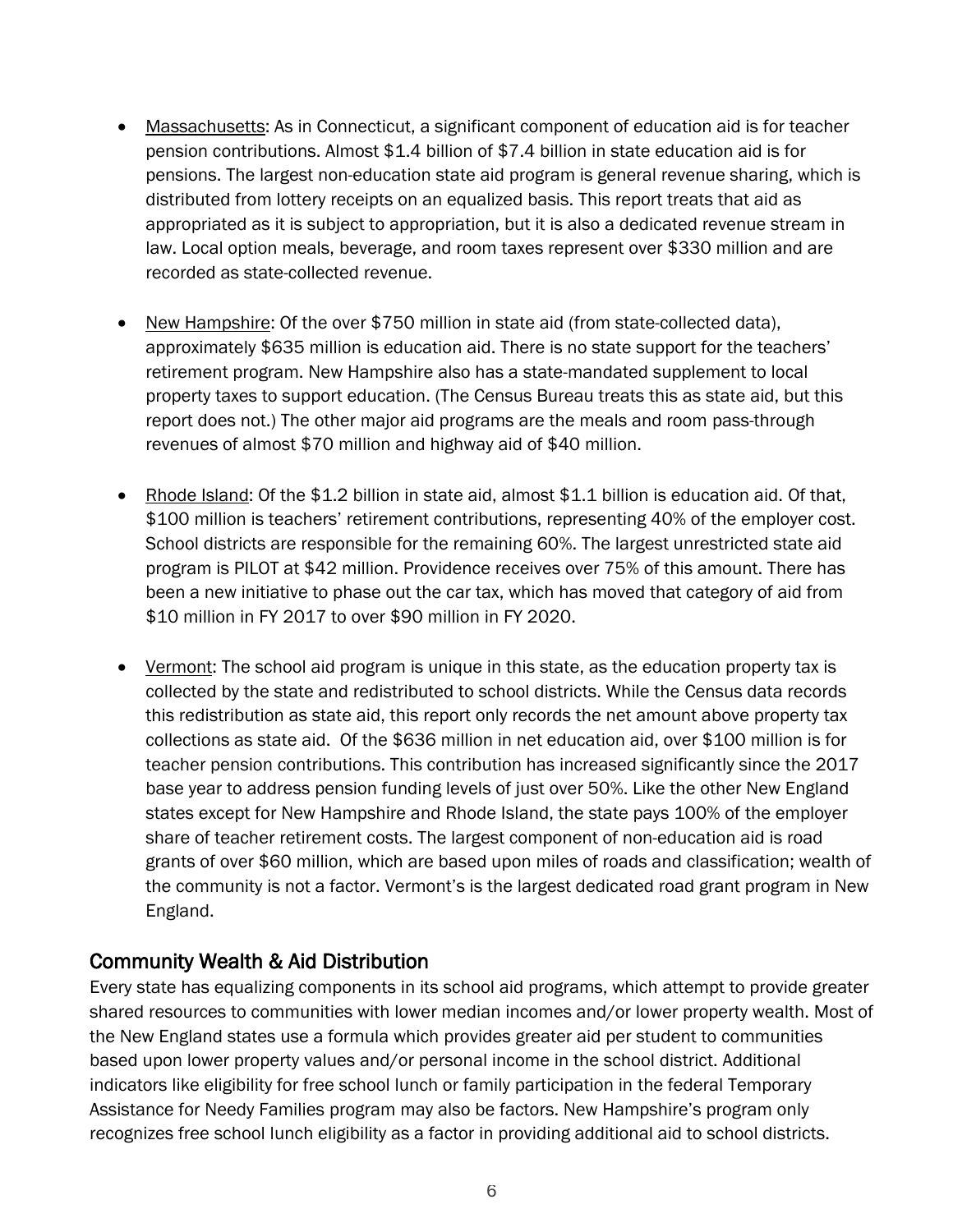- Massachusetts: As in Connecticut, a significant component of education aid is for teacher pension contributions. Almost $1.4 billion of $7.4 billion in state education aid is for pensions. The largest non-education state aid program is general revenue sharing, which is distributed from lottery receipts on an equalized basis. This report treats that aid as appropriated as it is subject to appropriation, but it is also a dedicated revenue stream in law. Local option meals, beverage, and room taxes represent over $330 million and are recorded as state-collected revenue.

- New Hampshire: Of the over $750 million in state aid (from state-collected data), approximately $635 million is education aid. There is no state support for the teachers' retirement program. New Hampshire also has a state-mandated supplement to local property taxes to support education. (The Census Bureau treats this as state aid, but this report does not.) The other major aid programs are the meals and room pass-through revenues of almost $70 million and highway aid of $40 million.

- Rhode Island: Of the $1.2 billion in state aid, almost $1.1 billion is education aid. Of that, $100 million is teachers' retirement contributions, representing 40% of the employer cost. School districts are responsible for the remaining 60%. The largest unrestricted state aid program is PILOT at $42 million. Providence receives over 75% of this amount. There has been a new initiative to phase out the car tax, which has moved that category of aid from $10 million in FY 2017 to over $90 million in FY 2020.

- Vermont: The school aid program is unique in this state, as the education property tax is collected by the state and redistributed to school districts. While the Census data records this redistribution as state aid, this report only records the net amount above property tax collections as state aid. Of the $636 million in net education aid, over $100 million is for teacher pension contributions. This contribution has increased significantly since the 2017 base year to address pension funding levels of just over 50%. Like the other New England states except for New Hampshire and Rhode Island, the state pays 100% of the employer share of teacher retirement costs. The largest component of non-education aid is road grants of over $60 million, which are based upon miles of roads and classification; wealth of the community is not a factor. Vermont's is the largest dedicated road grant program in New England.

## Community Wealth & Aid Distribution

Every state has equalizing components in its school aid programs, which attempt to provide greater shared resources to communities with lower median incomes and/or lower property wealth. Most of the New England states use a formula which provides greater aid per student to communities based upon lower property values and/or personal income in the school district. Additional indicators like eligibility for free school lunch or family participation in the federal Temporary Assistance for Needy Families program may also be factors. New Hampshire's program only recognizes free school lunch eligibility as a factor in providing additional aid to school districts.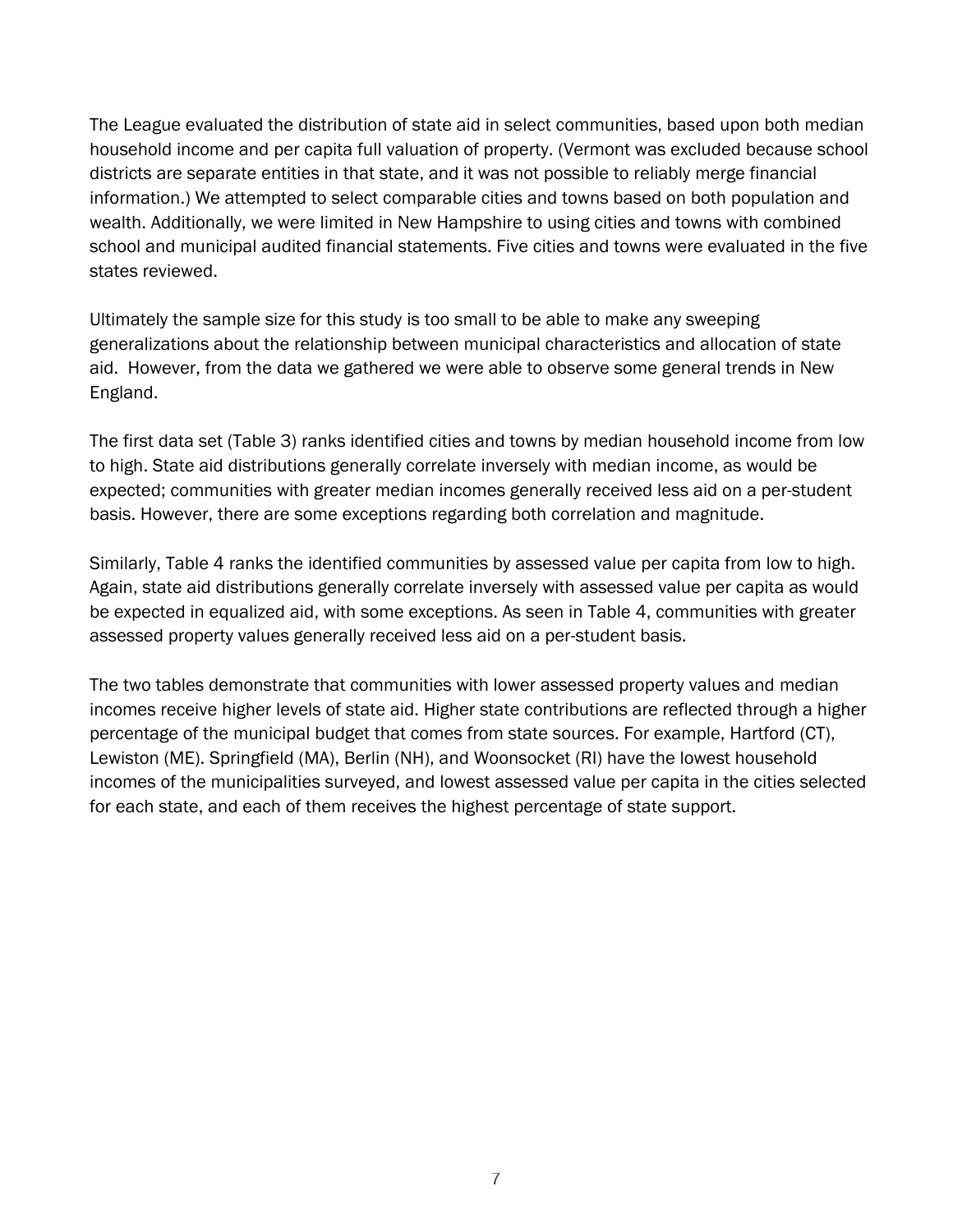The League evaluated the distribution of state aid in select communities, based upon both median household income and per capita full valuation of property. (Vermont was excluded because school districts are separate entities in that state, and it was not possible to reliably merge financial information.) We attempted to select comparable cities and towns based on both population and wealth. Additionally, we were limited in New Hampshire to using cities and towns with combined school and municipal audited financial statements. Five cities and towns were evaluated in the five states reviewed.

Ultimately the sample size for this study is too small to be able to make any sweeping generalizations about the relationship between municipal characteristics and allocation of state aid. However, from the data we gathered we were able to observe some general trends in New England.

The first data set (Table 3) ranks identified cities and towns by median household income from low to high. State aid distributions generally correlate inversely with median income, as would be expected; communities with greater median incomes generally received less aid on a per-student basis. However, there are some exceptions regarding both correlation and magnitude.

Similarly, Table 4 ranks the identified communities by assessed value per capita from low to high. Again, state aid distributions generally correlate inversely with assessed value per capita as would be expected in equalized aid, with some exceptions. As seen in Table 4, communities with greater assessed property values generally received less aid on a per-student basis.

The two tables demonstrate that communities with lower assessed property values and median incomes receive higher levels of state aid. Higher state contributions are reflected through a higher percentage of the municipal budget that comes from state sources. For example, Hartford (CT), Lewiston (ME). Springfield (MA), Berlin (NH), and Woonsocket (RI) have the lowest household incomes of the municipalities surveyed, and lowest assessed value per capita in the cities selected for each state, and each of them receives the highest percentage of state support.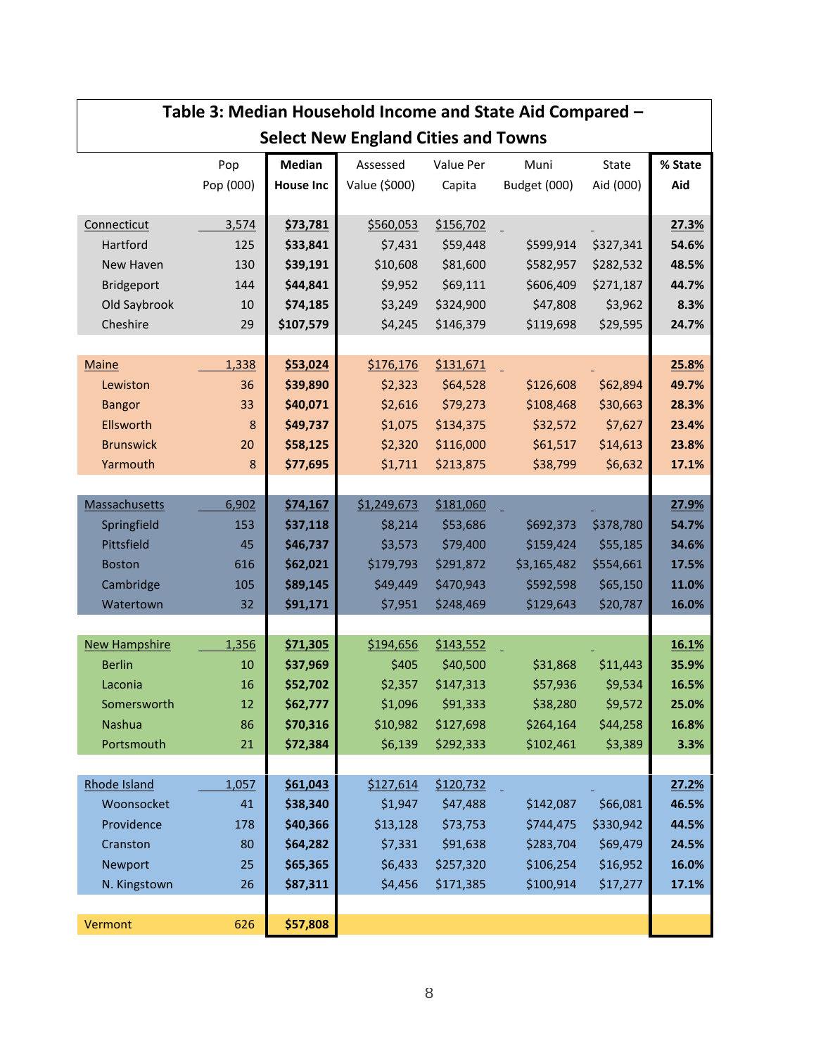**Table 3: Median Household Income and State Aid Compared – Select New England Cities and Towns**

| | Pop Pop (000) | **Median House Inc** | Assessed Value ($000) | Value Per Capita | Muni Budget (000) | State Aid (000) | **% State Aid** |
|---|---|---|---|---|---|---|---|
| Connecticut | 3,574 | **$73,781** | $560,053 | $156,702 | | | **27.3%** |
| Hartford | 125 | **$33,841** | $7,431 | $59,448 | $599,914 | $327,341 | **54.6%** |
| New Haven | 130 | **$39,191** | $10,608 | $81,600 | $582,957 | $282,532 | **48.5%** |
| Bridgeport | 144 | **$44,841** | $9,952 | $69,111 | $606,409 | $271,187 | **44.7%** |
| Old Saybrook | 10 | **$74,185** | $3,249 | $324,900 | $47,808 | $3,962 | **8.3%** |
| Cheshire | 29 | **$107,579** | $4,245 | $146,379 | $119,698 | $29,595 | **24.7%** |
| Maine | 1,338 | **$53,024** | $176,176 | $131,671 | | | **25.8%** |
| Lewiston | 36 | **$39,890** | $2,323 | $64,528 | $126,608 | $62,894 | **49.7%** |
| Bangor | 33 | **$40,071** | $2,616 | $79,273 | $108,468 | $30,663 | **28.3%** |
| Ellsworth | 8 | **$49,737** | $1,075 | $134,375 | $32,572 | $7,627 | **23.4%** |
| Brunswick | 20 | **$58,125** | $2,320 | $116,000 | $61,517 | $14,613 | **23.8%** |
| Yarmouth | 8 | **$77,695** | $1,711 | $213,875 | $38,799 | $6,632 | **17.1%** |
| Massachusetts | 6,902 | **$74,167** | $1,249,673 | $181,060 | | | **27.9%** |
| Springfield | 153 | **$37,118** | $8,214 | $53,686 | $692,373 | $378,780 | **54.7%** |
| Pittsfield | 45 | **$46,737** | $3,573 | $79,400 | $159,424 | $55,185 | **34.6%** |
| Boston | 616 | **$62,021** | $179,793 | $291,872 | $3,165,482 | $554,661 | **17.5%** |
| Cambridge | 105 | **$89,145** | $49,449 | $470,943 | $592,598 | $65,150 | **11.0%** |
| Watertown | 32 | **$91,171** | $7,951 | $248,469 | $129,643 | $20,787 | **16.0%** |
| New Hampshire | 1,356 | **$71,305** | $194,656 | $143,552 | | | **16.1%** |
| Berlin | 10 | **$37,969** | $405 | $40,500 | $31,868 | $11,443 | **35.9%** |
| Laconia | 16 | **$52,702** | $2,357 | $147,313 | $57,936 | $9,534 | **16.5%** |
| Somersworth | 12 | **$62,777** | $1,096 | $91,333 | $38,280 | $9,572 | **25.0%** |
| Nashua | 86 | **$70,316** | $10,982 | $127,698 | $264,164 | $44,258 | **16.8%** |
| Portsmouth | 21 | **$72,384** | $6,139 | $292,333 | $102,461 | $3,389 | **3.3%** |
| Rhode Island | 1,057 | **$61,043** | $127,614 | $120,732 | | | **27.2%** |
| Woonsocket | 41 | **$38,340** | $1,947 | $47,488 | $142,087 | $66,081 | **46.5%** |
| Providence | 178 | **$40,366** | $13,128 | $73,753 | $744,475 | $330,942 | **44.5%** |
| Cranston | 80 | **$64,282** | $7,331 | $91,638 | $283,704 | $69,479 | **24.5%** |
| Newport | 25 | **$65,365** | $6,433 | $257,320 | $106,254 | $16,952 | **16.0%** |
| N. Kingstown | 26 | **$87,311** | $4,456 | $171,385 | $100,914 | $17,277 | **17.1%** |
| Vermont | 626 | **$57,808** | | | | | |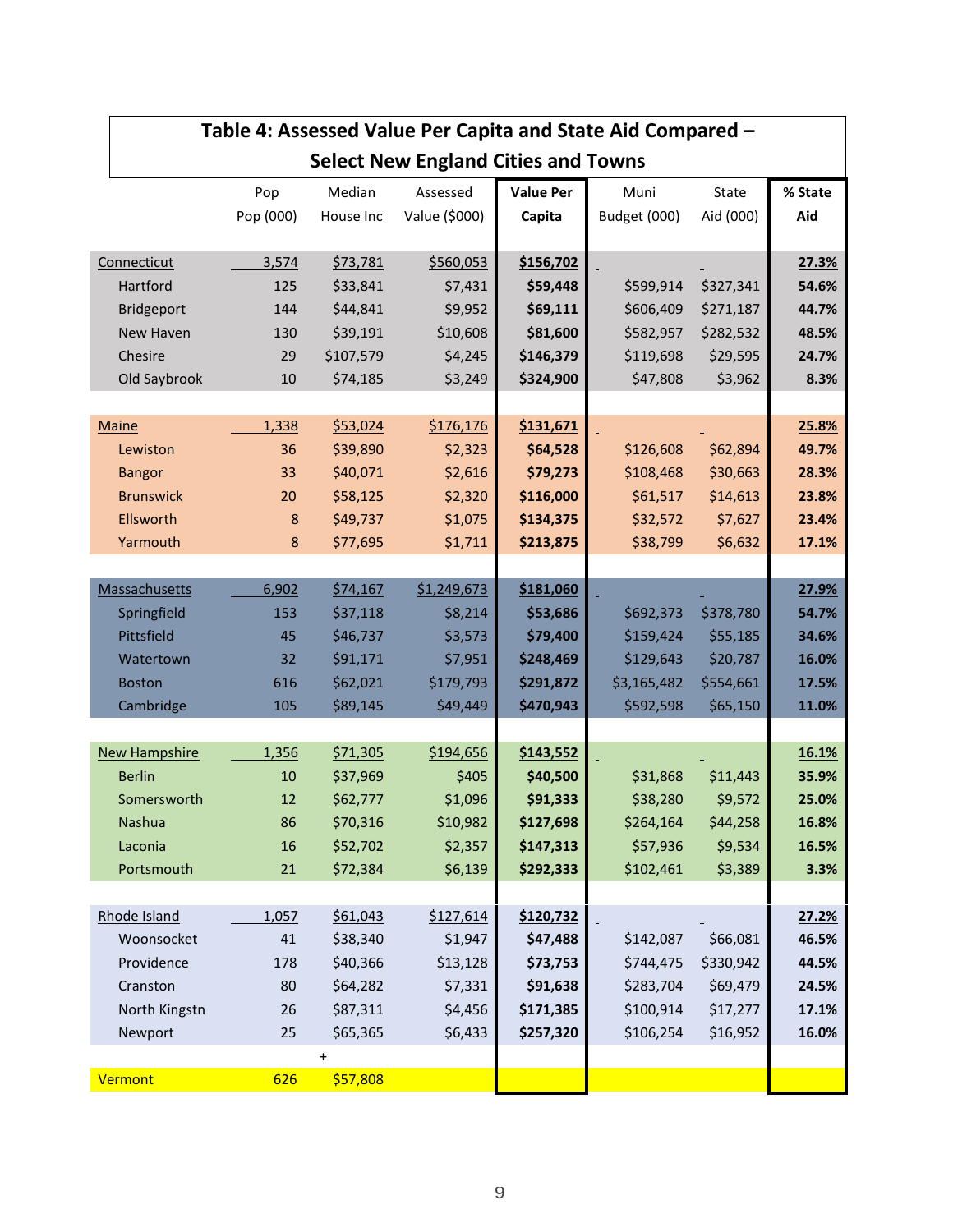**Table 4: Assessed Value Per Capita and State Aid Compared – Select New England Cities and Towns**

| | Pop Pop (000) | Median House Inc | Assessed Value ($000) | **Value Per Capita** | Muni Budget (000) | State Aid (000) | **% State Aid** |
|---|---|---|---|---|---|---|---|
| Connecticut | 3,574 | $73,781 | $560,053 | **$156,702** | | | **27.3%** |
| Hartford | 125 | $33,841 | $7,431 | **$59,448** | $599,914 | $327,341 | **54.6%** |
| Bridgeport | 144 | $44,841 | $9,952 | **$69,111** | $606,409 | $271,187 | **44.7%** |
| New Haven | 130 | $39,191 | $10,608 | **$81,600** | $582,957 | $282,532 | **48.5%** |
| Chesire | 29 | $107,579 | $4,245 | **$146,379** | $119,698 | $29,595 | **24.7%** |
| Old Saybrook | 10 | $74,185 | $3,249 | **$324,900** | $47,808 | $3,962 | **8.3%** |
| | | | | | | | |
| Maine | 1,338 | $53,024 | $176,176 | **$131,671** | | | **25.8%** |
| Lewiston | 36 | $39,890 | $2,323 | **$64,528** | $126,608 | $62,894 | **49.7%** |
| Bangor | 33 | $40,071 | $2,616 | **$79,273** | $108,468 | $30,663 | **28.3%** |
| Brunswick | 20 | $58,125 | $2,320 | **$116,000** | $61,517 | $14,613 | **23.8%** |
| Ellsworth | 8 | $49,737 | $1,075 | **$134,375** | $32,572 | $7,627 | **23.4%** |
| Yarmouth | 8 | $77,695 | $1,711 | **$213,875** | $38,799 | $6,632 | **17.1%** |
| | | | | | | | |
| Massachusetts | 6,902 | $74,167 | $1,249,673 | **$181,060** | | | **27.9%** |
| Springfield | 153 | $37,118 | $8,214 | **$53,686** | $692,373 | $378,780 | **54.7%** |
| Pittsfield | 45 | $46,737 | $3,573 | **$79,400** | $159,424 | $55,185 | **34.6%** |
| Watertown | 32 | $91,171 | $7,951 | **$248,469** | $129,643 | $20,787 | **16.0%** |
| Boston | 616 | $62,021 | $179,793 | **$291,872** | $3,165,482 | $554,661 | **17.5%** |
| Cambridge | 105 | $89,145 | $49,449 | **$470,943** | $592,598 | $65,150 | **11.0%** |
| | | | | | | | |
| New Hampshire | 1,356 | $71,305 | $194,656 | **$143,552** | | | **16.1%** |
| Berlin | 10 | $37,969 | $405 | **$40,500** | $31,868 | $11,443 | **35.9%** |
| Somersworth | 12 | $62,777 | $1,096 | **$91,333** | $38,280 | $9,572 | **25.0%** |
| Nashua | 86 | $70,316 | $10,982 | **$127,698** | $264,164 | $44,258 | **16.8%** |
| Laconia | 16 | $52,702 | $2,357 | **$147,313** | $57,936 | $9,534 | **16.5%** |
| Portsmouth | 21 | $72,384 | $6,139 | **$292,333** | $102,461 | $3,389 | **3.3%** |
| | | | | | | | |
| Rhode Island | 1,057 | $61,043 | $127,614 | **$120,732** | | | **27.2%** |
| Woonsocket | 41 | $38,340 | $1,947 | **$47,488** | $142,087 | $66,081 | **46.5%** |
| Providence | 178 | $40,366 | $13,128 | **$73,753** | $744,475 | $330,942 | **44.5%** |
| Cranston | 80 | $64,282 | $7,331 | **$91,638** | $283,704 | $69,479 | **24.5%** |
| North Kingstn | 26 | $87,311 | $4,456 | **$171,385** | $100,914 | $17,277 | **17.1%** |
| Newport | 25 | $65,365 | $6,433 | **$257,320** | $106,254 | $16,952 | **16.0%** |
| | | + | | | | | |
| Vermont | 626 | $57,808 | | | | | |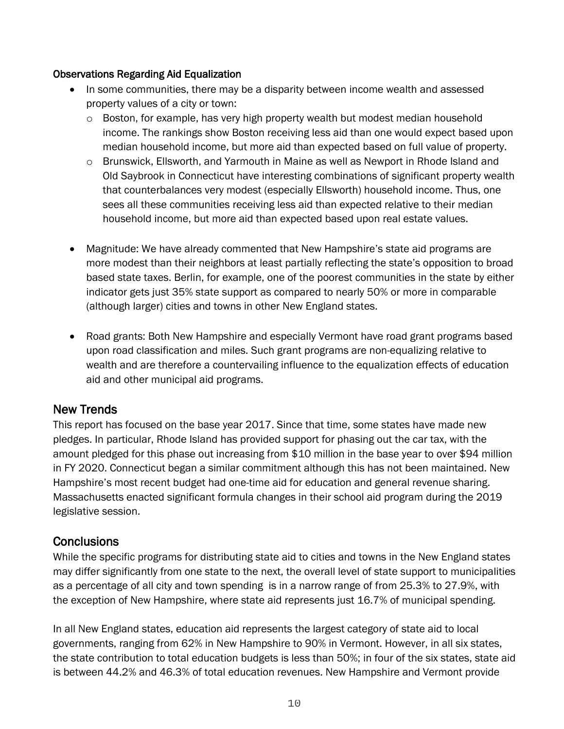Observations Regarding Aid Equalization

- In some communities, there may be a disparity between income wealth and assessed property values of a city or town:
  - Boston, for example, has very high property wealth but modest median household income. The rankings show Boston receiving less aid than one would expect based upon median household income, but more aid than expected based on full value of property.
  - Brunswick, Ellsworth, and Yarmouth in Maine as well as Newport in Rhode Island and Old Saybrook in Connecticut have interesting combinations of significant property wealth that counterbalances very modest (especially Ellsworth) household income. Thus, one sees all these communities receiving less aid than expected relative to their median household income, but more aid than expected based upon real estate values.

- Magnitude: We have already commented that New Hampshire's state aid programs are more modest than their neighbors at least partially reflecting the state's opposition to broad based state taxes. Berlin, for example, one of the poorest communities in the state by either indicator gets just 35% state support as compared to nearly 50% or more in comparable (although larger) cities and towns in other New England states.

- Road grants: Both New Hampshire and especially Vermont have road grant programs based upon road classification and miles. Such grant programs are non-equalizing relative to wealth and are therefore a countervailing influence to the equalization effects of education aid and other municipal aid programs.

## New Trends

This report has focused on the base year 2017. Since that time, some states have made new pledges. In particular, Rhode Island has provided support for phasing out the car tax, with the amount pledged for this phase out increasing from $10 million in the base year to over $94 million in FY 2020. Connecticut began a similar commitment although this has not been maintained. New Hampshire's most recent budget had one-time aid for education and general revenue sharing. Massachusetts enacted significant formula changes in their school aid program during the 2019 legislative session.

## Conclusions

While the specific programs for distributing state aid to cities and towns in the New England states may differ significantly from one state to the next, the overall level of state support to municipalities as a percentage of all city and town spending is in a narrow range of from 25.3% to 27.9%, with the exception of New Hampshire, where state aid represents just 16.7% of municipal spending.

In all New England states, education aid represents the largest category of state aid to local governments, ranging from 62% in New Hampshire to 90% in Vermont. However, in all six states, the state contribution to total education budgets is less than 50%; in four of the six states, state aid is between 44.2% and 46.3% of total education revenues. New Hampshire and Vermont provide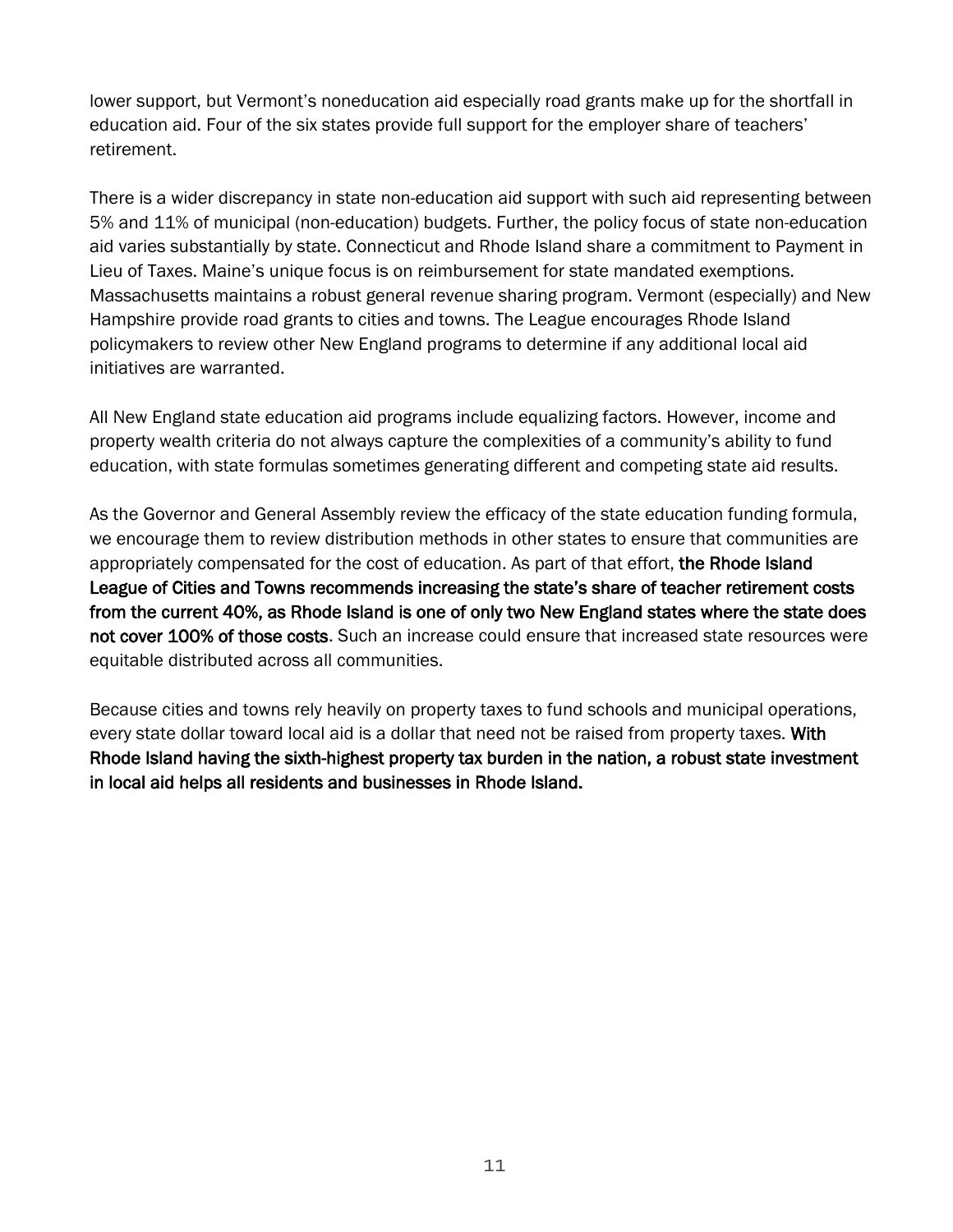lower support, but Vermont's noneducation aid especially road grants make up for the shortfall in education aid. Four of the six states provide full support for the employer share of teachers' retirement.

There is a wider discrepancy in state non-education aid support with such aid representing between 5% and 11% of municipal (non-education) budgets. Further, the policy focus of state non-education aid varies substantially by state. Connecticut and Rhode Island share a commitment to Payment in Lieu of Taxes. Maine's unique focus is on reimbursement for state mandated exemptions. Massachusetts maintains a robust general revenue sharing program. Vermont (especially) and New Hampshire provide road grants to cities and towns. The League encourages Rhode Island policymakers to review other New England programs to determine if any additional local aid initiatives are warranted.

All New England state education aid programs include equalizing factors. However, income and property wealth criteria do not always capture the complexities of a community's ability to fund education, with state formulas sometimes generating different and competing state aid results.

As the Governor and General Assembly review the efficacy of the state education funding formula, we encourage them to review distribution methods in other states to ensure that communities are appropriately compensated for the cost of education. As part of that effort, **the Rhode Island League of Cities and Towns recommends increasing the state's share of teacher retirement costs from the current 40%, as Rhode Island is one of only two New England states where the state does not cover 100% of those costs**. Such an increase could ensure that increased state resources were equitable distributed across all communities.

Because cities and towns rely heavily on property taxes to fund schools and municipal operations, every state dollar toward local aid is a dollar that need not be raised from property taxes. **With Rhode Island having the sixth-highest property tax burden in the nation, a robust state investment in local aid helps all residents and businesses in Rhode Island.**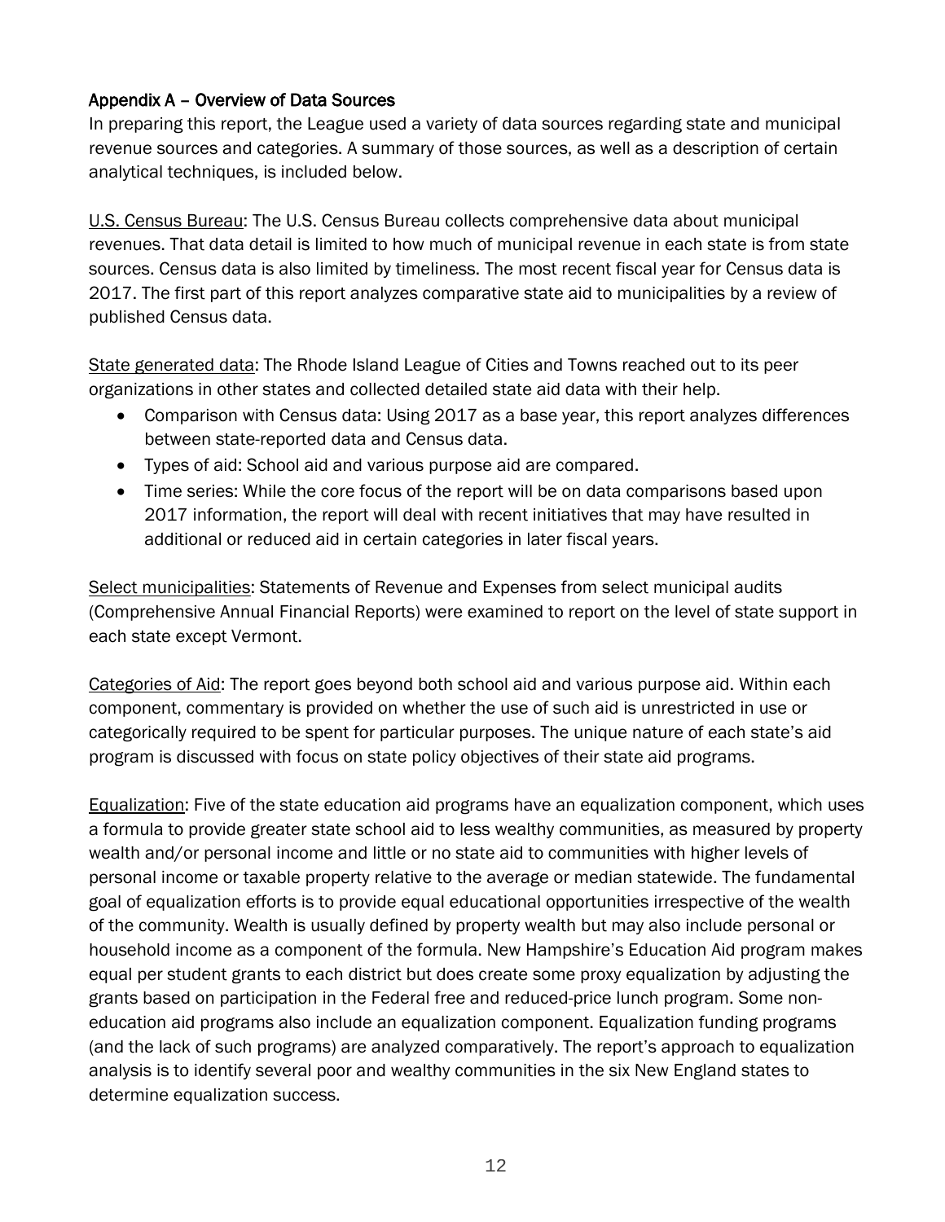## Appendix A – Overview of Data Sources

In preparing this report, the League used a variety of data sources regarding state and municipal revenue sources and categories. A summary of those sources, as well as a description of certain analytical techniques, is included below.

U.S. Census Bureau: The U.S. Census Bureau collects comprehensive data about municipal revenues. That data detail is limited to how much of municipal revenue in each state is from state sources. Census data is also limited by timeliness. The most recent fiscal year for Census data is 2017. The first part of this report analyzes comparative state aid to municipalities by a review of published Census data.

State generated data: The Rhode Island League of Cities and Towns reached out to its peer organizations in other states and collected detailed state aid data with their help.

- Comparison with Census data: Using 2017 as a base year, this report analyzes differences between state-reported data and Census data.
- Types of aid: School aid and various purpose aid are compared.
- Time series: While the core focus of the report will be on data comparisons based upon 2017 information, the report will deal with recent initiatives that may have resulted in additional or reduced aid in certain categories in later fiscal years.

Select municipalities: Statements of Revenue and Expenses from select municipal audits (Comprehensive Annual Financial Reports) were examined to report on the level of state support in each state except Vermont.

Categories of Aid: The report goes beyond both school aid and various purpose aid. Within each component, commentary is provided on whether the use of such aid is unrestricted in use or categorically required to be spent for particular purposes. The unique nature of each state's aid program is discussed with focus on state policy objectives of their state aid programs.

Equalization: Five of the state education aid programs have an equalization component, which uses a formula to provide greater state school aid to less wealthy communities, as measured by property wealth and/or personal income and little or no state aid to communities with higher levels of personal income or taxable property relative to the average or median statewide. The fundamental goal of equalization efforts is to provide equal educational opportunities irrespective of the wealth of the community. Wealth is usually defined by property wealth but may also include personal or household income as a component of the formula. New Hampshire's Education Aid program makes equal per student grants to each district but does create some proxy equalization by adjusting the grants based on participation in the Federal free and reduced-price lunch program. Some non-education aid programs also include an equalization component. Equalization funding programs (and the lack of such programs) are analyzed comparatively. The report's approach to equalization analysis is to identify several poor and wealthy communities in the six New England states to determine equalization success.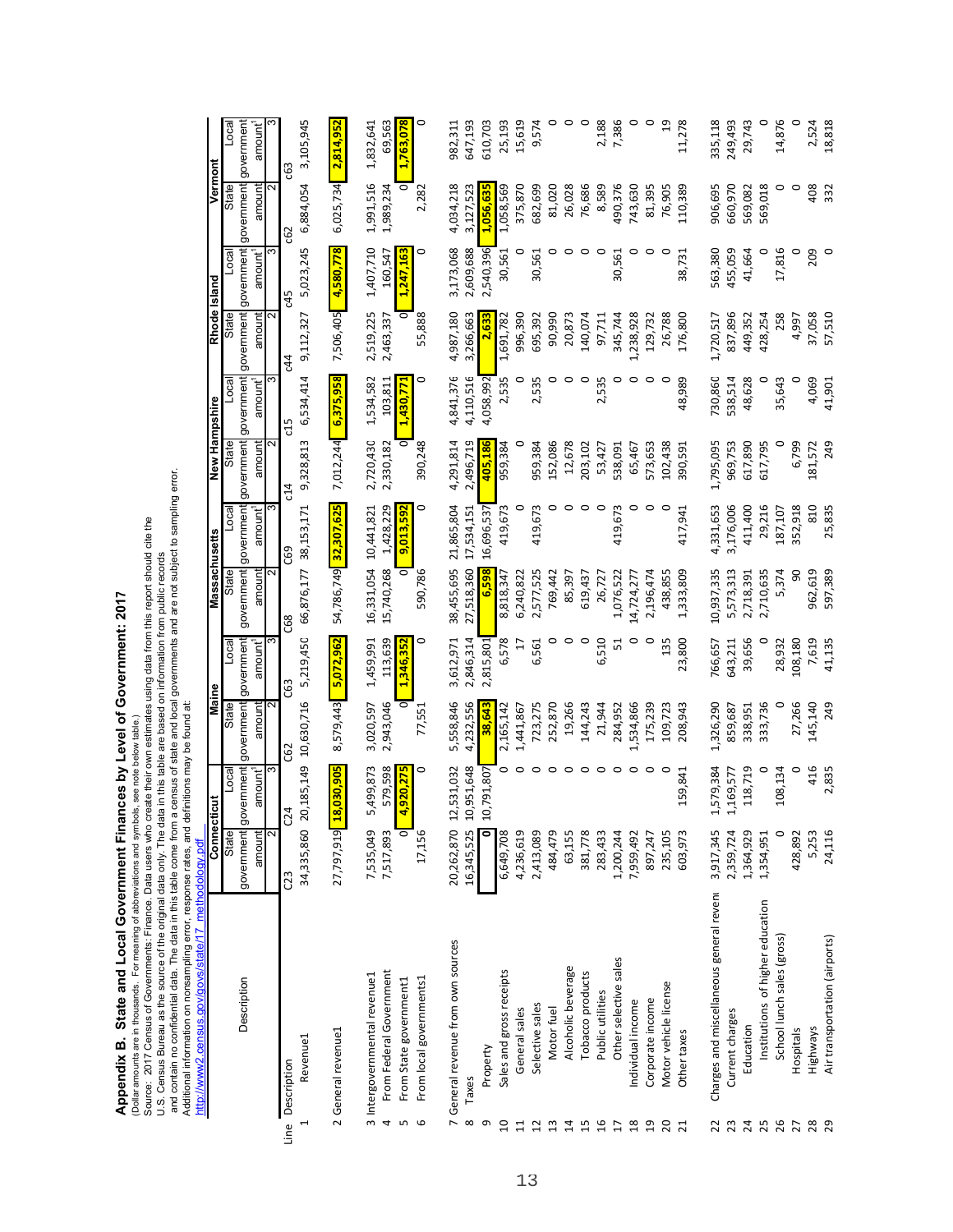# Appendix B. State and Local Government Finances by Level of Government: 2017

(Dollar amounts are in thousands. For meaning of abbreviations and symbols, see note below table.)
Source: 2017 Census of Governments: Finance. Data users who create their own estimates using data from this report should cite the
U.S. Census Bureau as the source of the original data only. The data in this table are based on information from public records
and contain no confidential data. The data in this table come from a census of state and local governments and are not subject to sampling error.
Additional information on nonsampling error, response rates, and definitions may be found at:
http://www2.census.gov/govs/state/17_methodology.pdf

| Line | Description | Connecticut State government amount | Connecticut Local government amount[1] | Maine State government amount | Maine Local government amount[1] | Massachusetts State government amount | Massachusetts Local government amount[1] | New Hampshire State government amount | New Hampshire Local government amount[1] | Rhode Island State government amount | Rhode Island Local government amount[1] | Vermont State government amount | Vermont Local government amount[1] |
|---|---|---|---|---|---|---|---|---|---|---|---|---|---|
| | | 2 | 3 | 2 | 3 | 2 | 3 | 2 | 3 | 2 | 3 | 2 | 3 |
| Line | Description | C23 | C24 | C62 | C63 | C68 | C69 | c14 | c15 | c44 | c45 | c62 | c63 |
| 1 | Revenue1 | 34,335,860 | 20,185,149 | 10,630,716 | 5,219,450 | 66,876,177 | 38,153,171 | 9,328,813 | 6,534,414 | 9,112,327 | 5,023,245 | 6,884,054 | 3,105,945 |
| 2 | General revenue1 | 27,797,919 | 18,030,905 | 8,579,443 | 5,072,962 | 54,786,749 | 32,307,625 | 7,012,244 | 6,375,958 | 7,506,405 | 4,580,778 | 6,025,734 | 2,814,952 |
| 3 | Intergovernmental revenue1 | 7,535,049 | 5,499,873 | 3,020,597 | 1,459,991 | 16,331,054 | 10,441,821 | 2,720,430 | 1,534,582 | 2,519,225 | 1,407,710 | 1,991,516 | 1,832,641 |
| 4 | From Federal Government | 7,517,893 | 579,598 | 2,943,046 | 113,639 | 15,740,268 | 1,428,229 | 2,330,182 | 103,811 | 2,463,337 | 160,547 | 1,989,234 | 69,563 |
| 5 | From State government1 | 0 | 4,920,275 | 0 | 1,346,352 | 0 | 9,013,592 | 0 | 1,430,771 | 0 | 1,247,163 | 0 | 1,763,078 |
| 6 | From local governments1 | 17,156 | 0 | 77,551 | 0 | 590,786 | 0 | 390,248 | 0 | 55,888 | 0 | 2,282 | 0 |
| 7 | General revenue from own sources | 20,262,870 | 12,531,032 | 5,558,846 | 3,612,971 | 38,455,695 | 21,865,804 | 4,291,814 | 4,841,376 | 4,987,180 | 3,173,068 | 4,034,218 | 982,311 |
| 8 | Taxes | 16,345,525 | 10,951,648 | 4,232,556 | 2,846,314 | 27,518,360 | 17,534,151 | 2,496,719 | 4,110,516 | 3,266,663 | 2,609,688 | 3,127,523 | 647,193 |
| 9 | Property | 0 | 10,791,807 | 38,643 | 2,815,801 | 6,598 | 16,696,537 | 405,186 | 4,058,992 | 2,633 | 2,540,396 | 1,056,635 | 610,703 |
| 10 | Sales and gross receipts | 6,649,708 | 0 | 2,165,142 | 6,578 | 8,818,347 | 419,673 | 959,384 | 2,535 | 1,691,782 | 30,561 | 1,058,569 | 25,193 |
| 11 | General sales | 4,236,619 | 0 | 1,441,867 | 17 | 6,240,822 | 0 | 0 | 0 | 996,390 | 0 | 375,870 | 15,619 |
| 12 | Selective sales | 2,413,089 | 0 | 723,275 | 6,561 | 2,577,525 | 419,673 | 959,384 | 2,535 | 695,392 | 30,561 | 682,699 | 9,574 |
| 13 | Motor fuel | 484,479 | 0 | 252,870 | 0 | 769,442 | 0 | 152,086 | 0 | 90,990 | 0 | 81,020 | 0 |
| 14 | Alcoholic beverage | 63,155 | 0 | 19,266 | 0 | 85,397 | 0 | 12,678 | 0 | 20,873 | 0 | 26,028 | 0 |
| 15 | Tobacco products | 381,778 | 0 | 144,243 | 0 | 619,437 | 0 | 203,102 | 0 | 140,074 | 0 | 76,686 | 0 |
| 16 | Public utilities | 283,433 | 0 | 21,944 | 6,510 | 26,727 | 0 | 53,427 | 2,535 | 97,711 | 0 | 8,589 | 2,188 |
| 17 | Other selective sales | 1,200,244 | 0 | 284,952 | 51 | 1,076,522 | 419,673 | 538,091 | 0 | 345,744 | 30,561 | 490,376 | 7,386 |
| 18 | Individual income | 7,959,492 | 0 | 1,534,866 | 0 | 14,724,277 | 0 | 65,467 | 0 | 1,238,928 | 0 | 743,630 | 0 |
| 19 | Corporate income | 897,247 | 0 | 175,239 | 0 | 2,196,474 | 0 | 573,653 | 0 | 129,732 | 0 | 81,395 | 0 |
| 20 | Motor vehicle license | 235,105 | 0 | 109,723 | 135 | 438,855 | 0 | 102,438 | 0 | 26,788 | 0 | 76,905 | 19 |
| 21 | Other taxes | 603,973 | 159,841 | 208,943 | 23,800 | 1,333,809 | 417,941 | 390,591 | 48,989 | 176,800 | 38,731 | 110,389 | 11,278 |
| 22 | Charges and miscellaneous general revenue | 3,917,345 | 1,579,384 | 1,326,290 | 766,657 | 10,937,335 | 4,331,653 | 1,795,095 | 730,860 | 1,720,517 | 563,380 | 906,695 | 335,118 |
| 23 | Current charges | 2,359,724 | 1,169,577 | 859,687 | 643,211 | 5,573,313 | 3,176,006 | 969,753 | 538,514 | 837,896 | 455,059 | 660,970 | 249,493 |
| 24 | Education | 1,364,929 | 118,719 | 338,951 | 39,656 | 2,718,391 | 411,400 | 617,890 | 48,628 | 449,352 | 41,664 | 569,082 | 29,743 |
| 25 | Institutions of higher education | 1,354,951 | 0 | 333,736 | 0 | 2,710,635 | 29,216 | 617,795 | 0 | 428,254 | 0 | 569,018 | 0 |
| 26 | School lunch sales (gross) | 0 | 108,134 | 0 | 28,932 | 5,374 | 187,107 | 0 | 35,643 | 258 | 17,816 | 0 | 14,876 |
| 27 | Hospitals | 428,892 | 0 | 27,266 | 108,180 | 90 | 352,918 | 6,799 | 0 | 4,997 | 0 | 0 | 0 |
| 28 | Highways | 5,253 | 416 | 145,140 | 7,619 | 962,619 | 810 | 181,572 | 4,069 | 37,058 | 209 | 408 | 2,524 |
| 29 | Air transportation (airports) | 24,116 | 2,835 | 249 | 41,135 | 597,389 | 25,835 | 249 | 41,901 | 57,510 | 0 | 332 | 18,818 |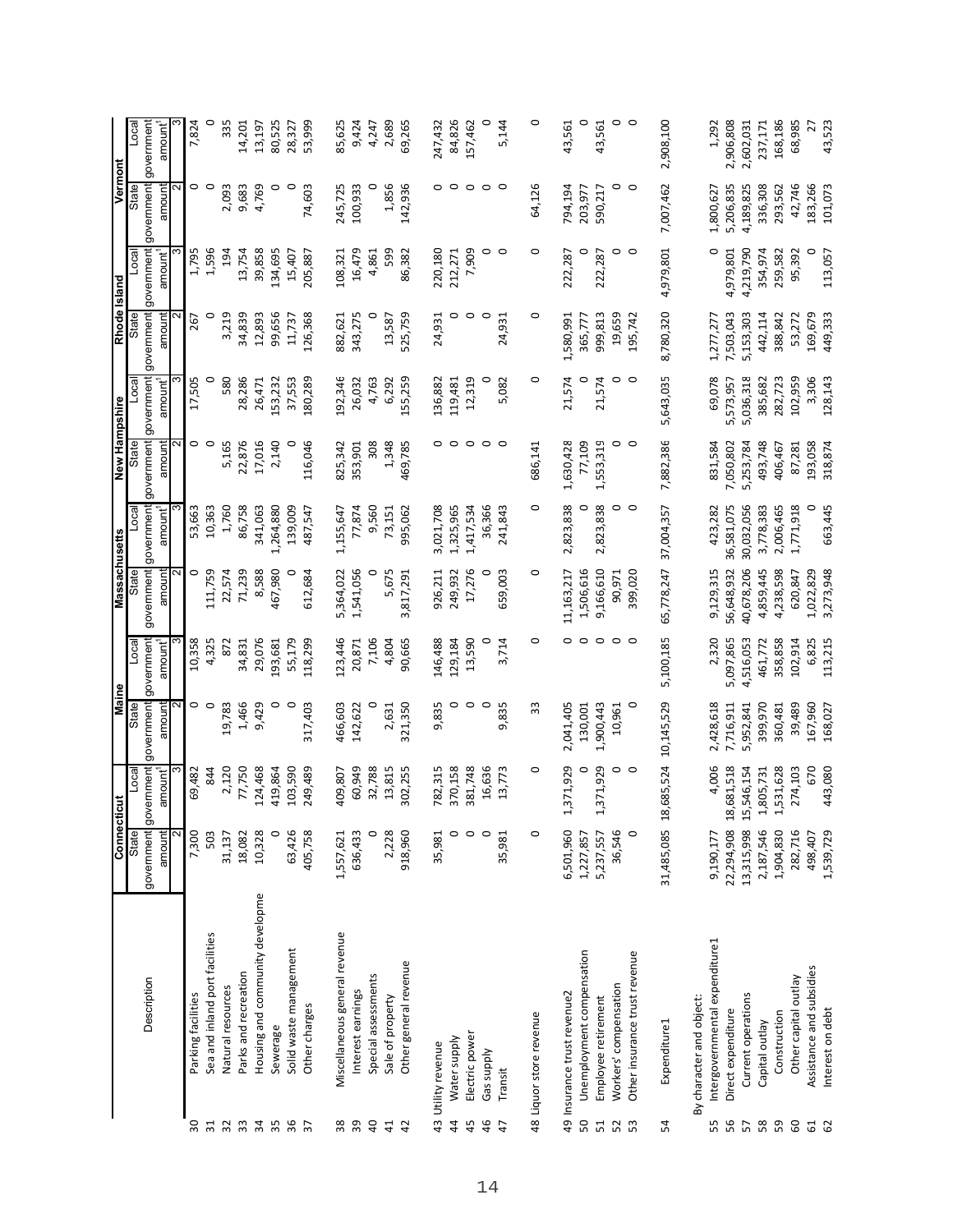| | Description | Connecticut | | Maine | | Massachusetts | | New Hampshire | | Rhode Island | | Vermont | |
|---|---|---|---|---|---|---|---|---|---|---|---|---|---|
| | | State government amount | Local government amount[1] | State government amount | Local government amount[1] | State government amount | Local government amount[1] | State government amount | Local government amount[1] | State government amount | Local government amount[1] | State government amount | Local government amount[1] |
| | | 2 | 3 | 2 | 3 | 2 | 3 | 2 | 3 | 2 | 3 | 2 | 3 |
| 30 | Parking facilities | 7,300 | 69,482 | 0 | 10,358 | 0 | 53,663 | 0 | 17,505 | 267 | 1,795 | 0 | 7,824 |
| 31 | Sea and inland port facilities | 503 | 844 | 0 | 4,325 | 111,759 | 10,363 | 0 | 0 | 0 | 1,596 | 0 | 0 |
| 32 | Natural resources | 31,137 | 2,120 | 19,783 | 872 | 22,574 | 1,760 | 5,165 | 580 | 3,219 | 194 | 2,093 | 335 |
| 33 | Parks and recreation | 18,082 | 77,750 | 1,466 | 34,831 | 71,239 | 86,758 | 22,876 | 28,286 | 34,839 | 13,754 | 9,683 | 14,201 |
| 34 | Housing and community developme | 10,328 | 124,468 | 9,429 | 29,076 | 8,588 | 341,063 | 17,016 | 26,471 | 12,893 | 39,858 | 4,769 | 13,197 |
| 35 | Sewerage | 0 | 419,864 | 0 | 193,681 | 467,980 | 1,264,880 | 2,140 | 153,232 | 99,656 | 134,695 | 0 | 80,525 |
| 36 | Solid waste management | 63,426 | 103,590 | 0 | 55,179 | 0 | 139,009 | 0 | 37,553 | 11,737 | 15,407 | 0 | 28,327 |
| 37 | Other charges | 405,758 | 249,489 | 317,403 | 118,299 | 612,684 | 487,547 | 116,046 | 180,289 | 126,368 | 205,887 | 74,603 | 53,999 |
| 38 | Miscellaneous general revenue | 1,557,621 | 409,807 | 466,603 | 123,446 | 5,364,022 | 1,155,647 | 825,342 | 192,346 | 882,621 | 108,321 | 245,725 | 85,625 |
| 39 | Interest earnings | 636,433 | 60,949 | 142,622 | 20,871 | 1,541,056 | 77,874 | 353,901 | 26,032 | 343,275 | 16,479 | 100,933 | 9,424 |
| 40 | Special assessments | 0 | 32,788 | 0 | 7,106 | 0 | 9,560 | 308 | 4,763 | 0 | 4,861 | 0 | 4,247 |
| 41 | Sale of property | 2,228 | 13,815 | 2,631 | 4,804 | 5,675 | 73,151 | 1,348 | 6,292 | 13,587 | 599 | 1,856 | 2,689 |
| 42 | Other general revenue | 918,960 | 302,255 | 321,350 | 90,665 | 3,817,291 | 995,062 | 469,785 | 155,259 | 525,759 | 86,382 | 142,936 | 69,265 |
| 43 | Utility revenue | 35,981 | 782,315 | 9,835 | 146,488 | 926,211 | 3,021,708 | 0 | 136,882 | 24,931 | 220,180 | 0 | 247,432 |
| 44 | Water supply | 0 | 370,158 | 0 | 129,184 | 249,932 | 1,325,965 | 0 | 119,481 | 0 | 212,271 | 0 | 84,826 |
| 45 | Electric power | 0 | 381,748 | 0 | 13,590 | 17,276 | 1,417,534 | 0 | 12,319 | 0 | 7,909 | 0 | 157,462 |
| 46 | Gas supply | 0 | 16,636 | 0 | 0 | 0 | 36,366 | 0 | 0 | 0 | 0 | 0 | 0 |
| 47 | Transit | 35,981 | 13,773 | 9,835 | 3,714 | 659,003 | 241,843 | 0 | 5,082 | 24,931 | 0 | 0 | 5,144 |
| 48 | Liquor store revenue | 0 | 0 | 33 | 0 | 0 | 0 | 686,141 | 0 | 0 | 0 | 64,126 | 0 |
| 49 | Insurance trust revenue2 | 6,501,960 | 1,371,929 | 2,041,405 | 0 | 11,163,217 | 2,823,838 | 1,630,428 | 21,574 | 1,580,991 | 222,287 | 794,194 | 43,561 |
| 50 | Unemployment compensation | 1,227,857 | 0 | 130,001 | 0 | 1,506,616 | 0 | 77,109 | 0 | 365,777 | 0 | 203,977 | 0 |
| 51 | Employee retirement | 5,237,557 | 1,371,929 | 1,900,443 | 0 | 9,166,610 | 2,823,838 | 1,553,319 | 21,574 | 999,813 | 222,287 | 590,217 | 43,561 |
| 52 | Workers' compensation | 36,546 | 0 | 10,961 | 0 | 90,971 | 0 | 0 | 0 | 19,659 | 0 | 0 | 0 |
| 53 | Other insurance trust revenue | 0 | 0 | 0 | 0 | 399,020 | 0 | 0 | 0 | 195,742 | 0 | 0 | 0 |
| 54 | Expenditure1 | 31,485,085 | 18,685,524 | 10,145,529 | 5,100,185 | 65,778,247 | 37,004,357 | 7,882,386 | 5,643,035 | 8,780,320 | 4,979,801 | 7,007,462 | 2,908,100 |
| | By character and object: | | | | | | | | | | | | |
| 55 | Intergovernmental expenditure1 | 9,190,177 | 4,006 | 2,428,618 | 2,320 | 9,129,315 | 423,282 | 831,584 | 69,078 | 1,277,277 | 0 | 1,800,627 | 1,292 |
| 56 | Direct expenditure | 22,294,908 | 18,681,518 | 7,716,911 | 5,097,865 | 56,648,932 | 36,581,075 | 7,050,802 | 5,573,957 | 7,503,043 | 4,979,801 | 5,206,835 | 2,906,808 |
| 57 | Current operations | 13,315,998 | 15,546,154 | 5,952,841 | 4,516,053 | 40,678,206 | 30,032,056 | 5,253,784 | 5,036,318 | 5,153,303 | 4,219,790 | 4,189,825 | 2,602,031 |
| 58 | Capital outlay | 2,187,546 | 1,805,731 | 399,970 | 461,772 | 4,859,445 | 3,778,383 | 493,748 | 385,682 | 442,114 | 354,974 | 336,308 | 237,171 |
| 59 | Construction | 1,904,830 | 1,531,628 | 360,481 | 358,858 | 4,238,598 | 2,006,465 | 406,467 | 282,723 | 388,842 | 259,582 | 293,562 | 168,186 |
| 60 | Other capital outlay | 282,716 | 274,103 | 39,489 | 102,914 | 620,847 | 1,771,918 | 87,281 | 102,959 | 53,272 | 95,392 | 42,746 | 68,985 |
| 61 | Assistance and subsidies | 498,407 | 670 | 167,960 | 6,825 | 1,022,829 | 0 | 193,058 | 3,306 | 169,679 | 0 | 183,266 | 27 |
| 62 | Interest on debt | 1,539,729 | 443,080 | 168,027 | 113,215 | 3,273,948 | 663,445 | 318,874 | 128,143 | 449,333 | 113,057 | 101,073 | 43,523 |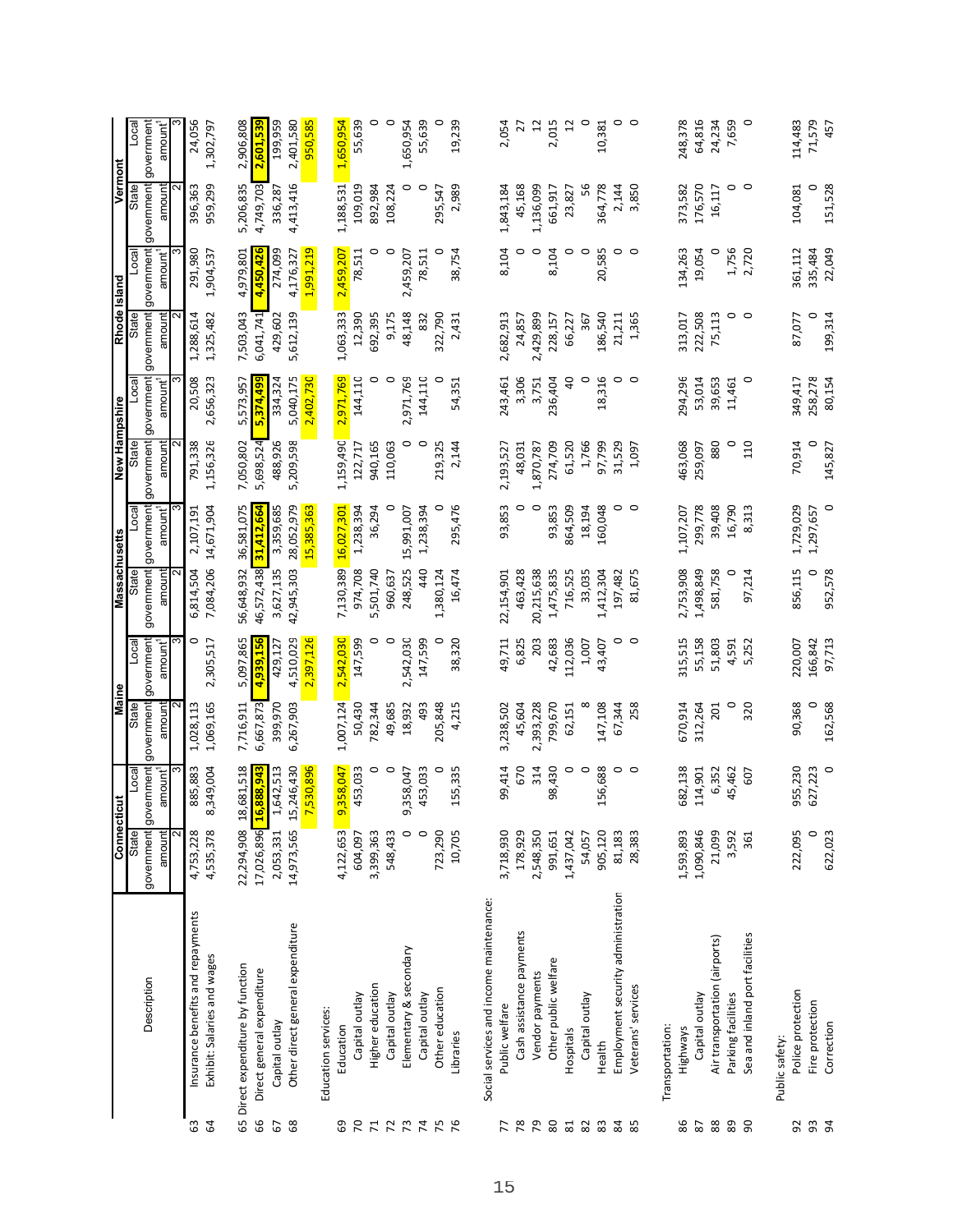| | Description | Connecticut | | Maine | | Massachusetts | | New Hampshire | | Rhode Island | | Vermont | |
|---|---|---|---|---|---|---|---|---|---|---|---|---|---|
| | | State government amount | Local government amount[1] | State government amount | Local government amount[1] | State government amount | Local government amount[1] | State government amount | Local government amount[1] | State government amount | Local government amount[1] | State government amount | Local government amount[1] |
| | | 2 | 3 | 2 | 3 | 2 | 3 | 2 | 3 | 2 | 3 | 2 | 3 |
| 63 | Insurance benefits and repayments | 4,753,228 | 885,883 | 1,028,113 | 0 | 6,814,504 | 2,107,191 | 791,338 | 20,508 | 1,288,614 | 291,980 | 396,363 | 24,056 |
| 64 | Exhibit: Salaries and wages | 4,535,378 | 8,349,004 | 1,069,165 | 2,305,517 | 7,084,206 | 14,671,904 | 1,156,326 | 2,656,323 | 1,325,482 | 1,904,537 | 959,299 | 1,302,797 |
| 65 | Direct expenditure by function | 22,294,908 | 18,681,518 | 7,716,911 | 5,097,865 | 56,648,932 | 36,581,075 | 7,050,802 | 5,573,957 | 7,503,043 | 4,979,801 | 5,206,835 | 2,906,808 |
| 66 | Direct general expenditure | 17,026,896 | 16,888,943 | 6,667,873 | 4,939,156 | 46,572,438 | 31,412,664 | 5,698,524 | 5,374,499 | 6,041,741 | 4,450,426 | 4,749,703 | 2,601,539 |
| 67 | Capital outlay | 2,053,331 | 1,642,513 | 399,970 | 429,127 | 3,627,135 | 3,359,685 | 488,926 | 334,324 | 429,602 | 274,099 | 336,287 | 199,959 |
| 68 | Other direct general expenditure | 14,973,565 | 15,246,430 | 6,267,903 | 4,510,029 | 42,945,303 | 28,052,979 | 5,209,598 | 5,040,175 | 5,612,139 | 4,176,327 | 4,413,416 | 2,401,580 |
| | | | 7,530,896 | | 2,397,126 | | 15,385,363 | | 2,402,730 | | 1,991,219 | | 950,585 |
| | Education services: | | | | | | | | | | | | |
| 69 | Education | 4,122,653 | 9,358,047 | 1,007,124 | 2,542,030 | 7,130,389 | 16,027,301 | 1,159,490 | 2,971,769 | 1,063,333 | 2,459,207 | 1,188,531 | 1,650,954 |
| 70 | Capital outlay | 604,097 | 453,033 | 50,430 | 147,599 | 974,708 | 1,238,394 | 122,717 | 144,110 | 12,390 | 78,511 | 109,019 | 55,639 |
| 71 | Higher education | 3,399,363 | 0 | 782,344 | 0 | 5,501,740 | 36,294 | 940,165 | 0 | 692,395 | 0 | 892,984 | 0 |
| 72 | Capital outlay | 548,433 | 0 | 49,685 | 0 | 960,637 | 0 | 110,063 | 0 | 9,175 | 0 | 108,224 | 0 |
| 73 | Elementary & secondary | 0 | 9,358,047 | 18,932 | 2,542,030 | 248,525 | 15,991,007 | 0 | 2,971,769 | 48,148 | 2,459,207 | 0 | 1,650,954 |
| 74 | Capital outlay | 0 | 453,033 | 493 | 147,599 | 440 | 1,238,394 | 0 | 144,110 | 832 | 78,511 | 0 | 55,639 |
| 75 | Other education | 723,290 | 0 | 205,848 | 0 | 1,380,124 | 0 | 219,325 | 0 | 322,790 | 0 | 295,547 | 0 |
| 76 | Libraries | 10,705 | 155,335 | 4,215 | 38,320 | 16,474 | 295,476 | 2,144 | 54,351 | 2,431 | 38,754 | 2,989 | 19,239 |
| | Social services and income maintenance: | | | | | | | | | | | | |
| 77 | Public welfare | 3,718,930 | 99,414 | 3,238,502 | 49,711 | 22,154,901 | 93,853 | 2,193,527 | 243,461 | 2,682,913 | 8,104 | 1,843,184 | 2,054 |
| 78 | Cash assistance payments | 178,929 | 670 | 45,604 | 6,825 | 463,428 | 0 | 48,031 | 3,306 | 24,857 | 0 | 45,168 | 27 |
| 79 | Vendor payments | 2,548,350 | 314 | 2,393,228 | 203 | 20,215,638 | 0 | 1,870,787 | 3,751 | 2,429,899 | 0 | 1,136,099 | 12 |
| 80 | Other public welfare | 991,651 | 98,430 | 799,670 | 42,683 | 1,475,835 | 93,853 | 274,709 | 236,404 | 228,157 | 8,104 | 661,917 | 2,015 |
| 81 | Hospitals | 1,437,042 | 0 | 62,151 | 112,036 | 716,525 | 864,509 | 61,520 | 40 | 66,227 | 0 | 23,827 | 12 |
| 82 | Capital outlay | 54,057 | 0 | 8 | 1,007 | 33,035 | 18,194 | 1,766 | 0 | 367 | 0 | 56 | 0 |
| 83 | Health | 905,120 | 156,688 | 147,108 | 43,407 | 1,412,304 | 160,048 | 97,799 | 18,316 | 186,540 | 20,585 | 364,778 | 10,381 |
| 84 | Employment security administration | 81,183 | 0 | 67,344 | 0 | 197,482 | 0 | 31,529 | 0 | 21,211 | 0 | 2,144 | 0 |
| 85 | Veterans' services | 28,383 | 0 | 258 | 0 | 81,675 | 0 | 1,097 | 0 | 1,365 | 0 | 3,850 | 0 |
| | Transportation: | | | | | | | | | | | | |
| 86 | Highways | 1,593,893 | 682,138 | 670,914 | 315,515 | 2,753,908 | 1,107,207 | 463,068 | 294,296 | 313,017 | 134,263 | 373,582 | 248,378 |
| 87 | Capital outlay | 1,090,846 | 114,901 | 312,264 | 55,158 | 1,498,849 | 299,778 | 259,097 | 53,014 | 222,508 | 19,054 | 176,570 | 64,816 |
| 88 | Air transportation (airports) | 21,099 | 6,352 | 201 | 51,803 | 581,758 | 39,408 | 880 | 39,653 | 75,113 | 0 | 16,117 | 24,234 |
| 89 | Parking facilities | 3,592 | 45,462 | 0 | 4,591 | 0 | 16,790 | 0 | 11,461 | 0 | 1,756 | 0 | 7,659 |
| 90 | Sea and inland port facilities | 361 | 607 | 320 | 5,252 | 97,214 | 8,313 | 110 | 0 | 0 | 2,720 | 0 | 0 |
| | Public safety: | | | | | | | | | | | | |
| 92 | Police protection | 222,095 | 955,230 | 90,368 | 220,007 | 856,115 | 1,729,029 | 70,914 | 349,417 | 87,077 | 361,112 | 104,081 | 114,483 |
| 93 | Fire protection | 0 | 627,223 | 0 | 166,842 | 0 | 1,297,657 | 0 | 258,278 | 0 | 335,484 | 0 | 71,579 |
| 94 | Correction | 622,023 | 0 | 162,568 | 97,713 | 952,578 | 0 | 145,827 | 80,154 | 199,314 | 22,049 | 151,528 | 457 |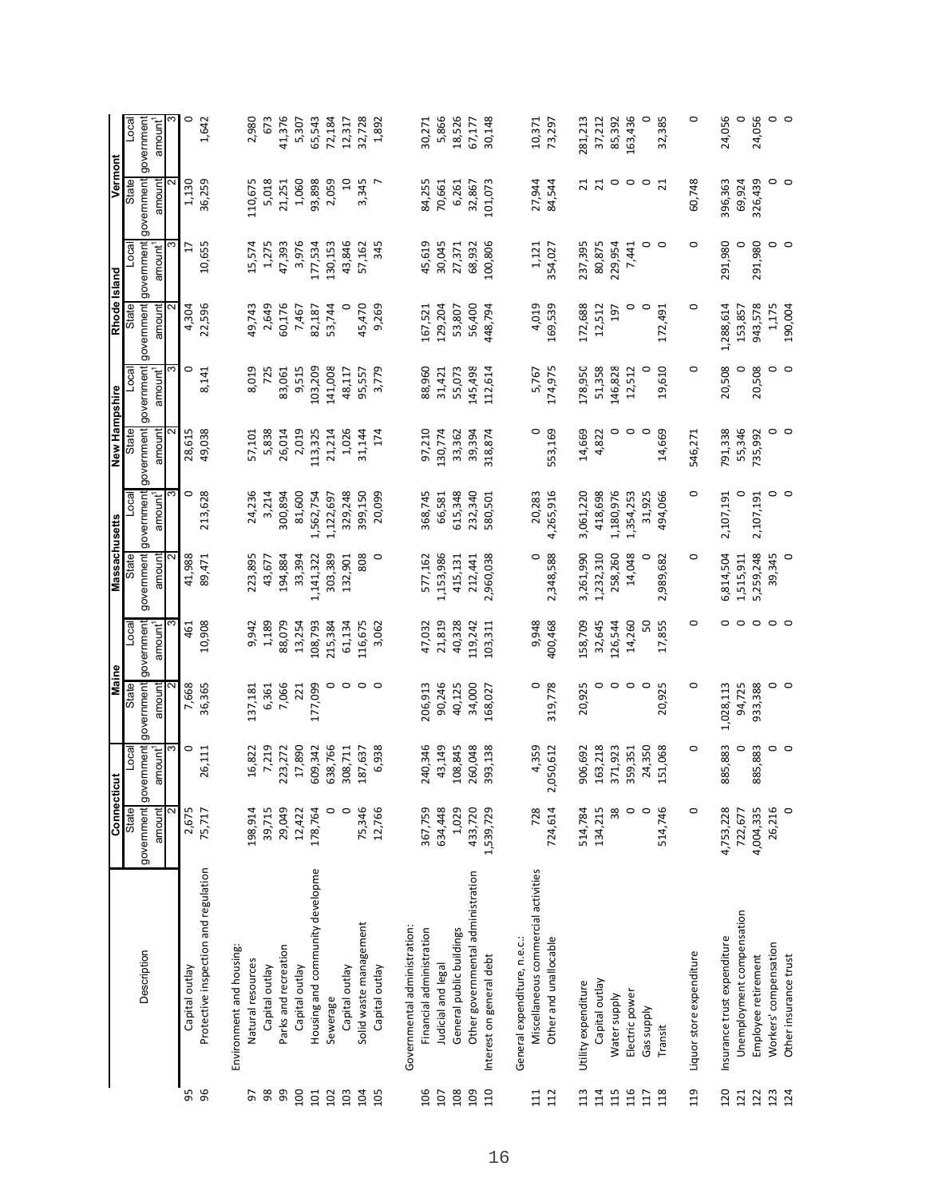| | Description | Connecticut | | Maine | | Massachusetts | | New Hampshire | | Rhode Island | | Vermont | |
|---|---|---|---|---|---|---|---|---|---|---|---|---|---|
| | | State government amount[1] | Local government amount[1] | State government amount[1] | Local government amount[1] | State government amount[1] | Local government amount[1] | State government amount[1] | Local government amount[1] | State government amount[1] | Local government amount[1] | State government amount[1] | Local government amount[1] |
| | | 2 | 3 | 2 | 3 | 2 | 3 | 2 | 3 | 2 | 3 | 2 | 3 |
| 95 | Capital outlay | 2,675 | 0 | 7,668 | 461 | 41,988 | 0 | 28,615 | 0 | 4,304 | 17 | 1,130 | 0 |
| 96 | Protective inspection and regulation | 75,717 | 26,111 | 36,365 | 10,908 | 89,471 | 213,628 | 49,038 | 8,141 | 22,596 | 10,655 | 36,259 | 1,642 |
| | Environment and housing: | | | | | | | | | | | | |
| 97 | Natural resources | 198,914 | 16,822 | 137,181 | 9,942 | 223,895 | 24,236 | 57,101 | 8,019 | 49,743 | 15,574 | 110,675 | 2,980 |
| 98 | Capital outlay | 39,715 | 7,219 | 6,361 | 1,189 | 43,677 | 3,214 | 5,838 | 725 | 2,649 | 1,275 | 5,018 | 673 |
| 99 | Parks and recreation | 29,049 | 223,272 | 7,066 | 88,079 | 194,884 | 300,894 | 26,014 | 83,061 | 60,176 | 47,393 | 21,251 | 41,376 |
| 100 | Capital outlay | 12,422 | 17,890 | 221 | 13,254 | 33,394 | 81,600 | 2,019 | 9,515 | 7,467 | 3,976 | 1,060 | 5,307 |
| 101 | Housing and community developme | 178,764 | 609,342 | 177,099 | 108,793 | 1,141,322 | 1,562,754 | 113,325 | 103,209 | 82,187 | 177,534 | 93,898 | 65,543 |
| 102 | Sewerage | 0 | 638,766 | 0 | 215,384 | 303,389 | 1,122,697 | 21,214 | 141,008 | 53,744 | 130,153 | 2,059 | 72,184 |
| 103 | Capital outlay | 0 | 308,711 | 0 | 61,134 | 132,901 | 329,248 | 1,026 | 48,117 | 0 | 43,846 | 10 | 12,317 |
| 104 | Solid waste management | 75,346 | 187,637 | 0 | 116,675 | 808 | 399,150 | 31,144 | 95,557 | 45,470 | 57,162 | 3,345 | 32,728 |
| 105 | Capital outlay | 12,766 | 6,938 | 0 | 3,062 | 0 | 20,099 | 174 | 3,779 | 9,269 | 345 | 7 | 1,892 |
| | Governmental administration: | | | | | | | | | | | | |
| 106 | Financial administration | 367,759 | 240,346 | 206,913 | 47,032 | 577,162 | 368,745 | 97,210 | 88,960 | 167,521 | 45,619 | 84,255 | 30,271 |
| 107 | Judicial and legal | 634,448 | 43,149 | 90,246 | 21,819 | 1,153,986 | 66,581 | 130,774 | 31,421 | 129,204 | 30,045 | 70,661 | 5,866 |
| 108 | General public buildings | 1,029 | 108,845 | 40,125 | 40,328 | 415,131 | 615,348 | 33,362 | 55,073 | 53,807 | 27,371 | 6,261 | 18,526 |
| 109 | Other governmental administration | 433,720 | 260,048 | 34,000 | 119,242 | 212,441 | 232,340 | 39,394 | 145,498 | 56,400 | 68,932 | 32,867 | 67,177 |
| 110 | Interest on general debt | 1,539,729 | 393,138 | 168,027 | 103,311 | 2,960,038 | 580,501 | 318,874 | 112,614 | 448,794 | 100,806 | 101,073 | 30,148 |
| | General expenditure, n.e.c.: | | | | | | | | | | | | |
| 111 | Miscellaneous commercial activities | 728 | 4,359 | 0 | 9,948 | 0 | 20,283 | 0 | 5,767 | 4,019 | 1,121 | 27,944 | 10,371 |
| 112 | Other and unallocable | 724,614 | 2,050,612 | 319,778 | 400,468 | 2,348,588 | 4,265,916 | 553,169 | 174,975 | 169,539 | 354,027 | 84,544 | 73,297 |
| 113 | Utility expenditure | 514,784 | 906,692 | 20,925 | 158,709 | 3,261,990 | 3,061,220 | 14,669 | 178,950 | 172,688 | 237,395 | 21 | 281,213 |
| 114 | Capital outlay | 134,215 | 163,218 | 0 | 32,645 | 1,232,310 | 418,698 | 4,822 | 51,358 | 12,512 | 80,875 | 21 | 37,212 |
| 115 | Water supply | 38 | 371,923 | 0 | 126,544 | 258,260 | 1,180,976 | 0 | 146,828 | 197 | 229,954 | 0 | 85,392 |
| 116 | Electric power | 0 | 359,351 | 0 | 14,260 | 14,048 | 1,354,253 | 0 | 12,512 | 0 | 7,441 | 0 | 163,436 |
| 117 | Gas supply | 0 | 24,350 | 0 | 50 | 0 | 31,925 | 0 | 0 | 0 | 0 | 0 | 0 |
| 118 | Transit | 514,746 | 151,068 | 20,925 | 17,855 | 2,989,682 | 494,066 | 14,669 | 19,610 | 172,491 | 0 | 21 | 32,385 |
| 119 | Liquor store expenditure | 0 | 0 | 0 | 0 | 0 | 0 | 546,271 | 0 | 0 | 0 | 60,748 | 0 |
| 120 | Insurance trust expenditure | 4,753,228 | 885,883 | 1,028,113 | 0 | 6,814,504 | 2,107,191 | 791,338 | 20,508 | 1,288,614 | 291,980 | 396,363 | 24,056 |
| 121 | Unemployment compensation | 722,677 | 0 | 94,725 | 0 | 1,515,911 | 0 | 55,346 | 0 | 153,857 | 0 | 69,924 | 0 |
| 122 | Employee retirement | 4,004,335 | 885,883 | 933,388 | 0 | 5,259,248 | 2,107,191 | 735,992 | 20,508 | 943,578 | 291,980 | 326,439 | 24,056 |
| 123 | Workers' compensation | 26,216 | 0 | 0 | 0 | 39,345 | 0 | 0 | 0 | 1,175 | 0 | 0 | 0 |
| 124 | Other insurance trust | 0 | 0 | 0 | 0 | 0 | 0 | 0 | 0 | 190,004 | 0 | 0 | 0 |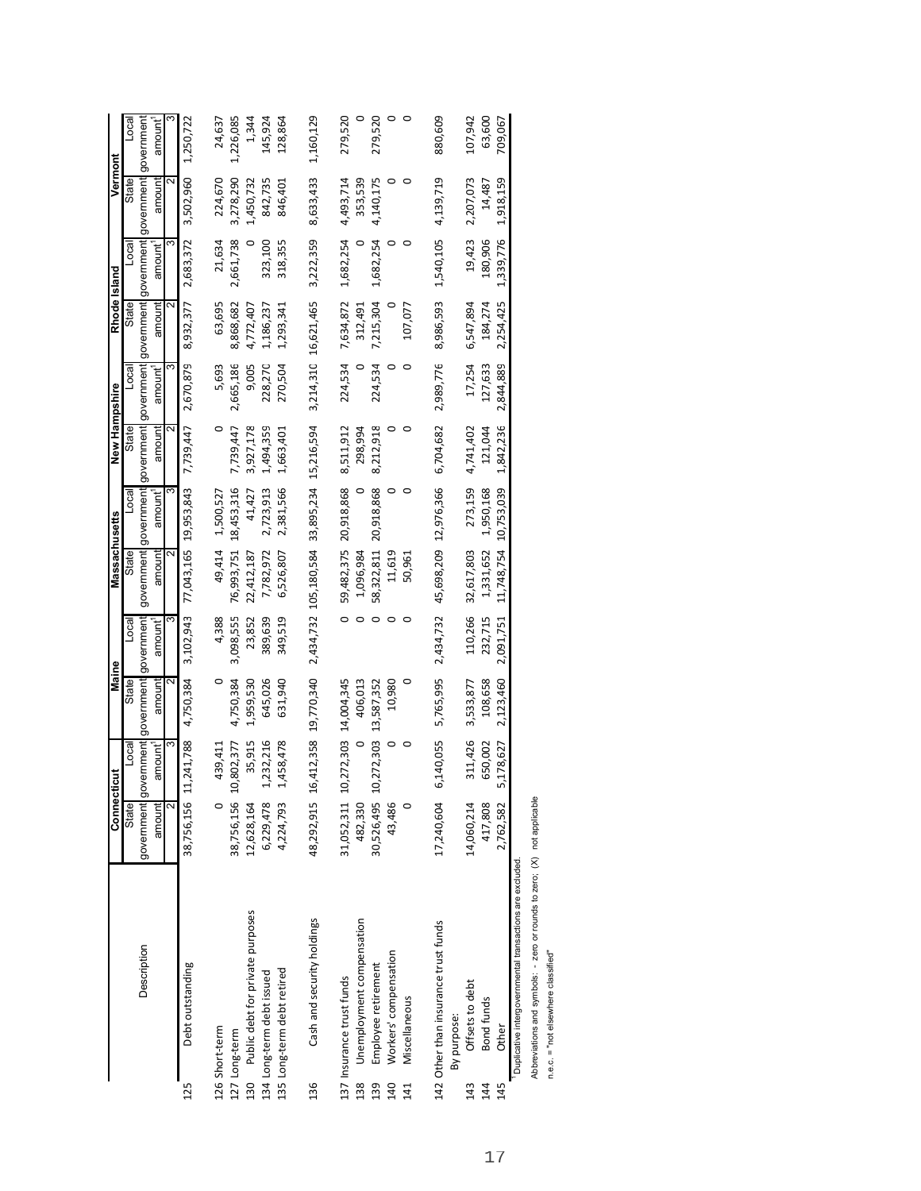| | Description | Connecticut | | Maine | | Massachusetts | | New Hampshire | | Rhode Island | | Vermont | |
|---|---|---|---|---|---|---|---|---|---|---|---|---|---|
| | | State government amount | Local government amount[1] | State government amount | Local government amount[1] | State government amount | Local government amount[1] | State government amount | Local government amount[1] | State government amount | Local government amount[1] | State government amount | Local government amount[1] |
| | | 2 | 3 | 2 | 3 | 2 | 3 | 2 | 3 | 2 | 3 | 2 | 3 |
| 125 | Debt outstanding | 38,756,156 | 11,241,788 | 4,750,384 | 3,102,943 | 77,043,165 | 19,953,843 | 7,739,447 | 2,670,879 | 8,932,377 | 2,683,372 | 3,502,960 | 1,250,722 |
| 126 | Short-term | 0 | 439,411 | 0 | 4,388 | 49,414 | 1,500,527 | 0 | 5,693 | 63,695 | 21,634 | 224,670 | 24,637 |
| 127 | Long-term | 38,756,156 | 10,802,377 | 4,750,384 | 3,098,555 | 76,993,751 | 18,453,316 | 7,739,447 | 2,665,186 | 8,868,682 | 2,661,738 | 3,278,290 | 1,226,085 |
| 130 | Public debt for private purposes | 12,628,164 | 35,915 | 1,959,530 | 23,852 | 22,412,187 | 41,427 | 3,927,178 | 9,005 | 4,772,407 | 0 | 1,450,732 | 1,344 |
| 134 | Long-term debt issued | 6,229,478 | 1,232,216 | 645,026 | 389,639 | 7,782,972 | 2,723,913 | 1,494,359 | 228,270 | 1,186,237 | 323,100 | 842,735 | 145,924 |
| 135 | Long-term debt retired | 4,224,793 | 1,458,478 | 631,940 | 349,519 | 6,526,807 | 2,381,566 | 1,663,401 | 270,504 | 1,293,341 | 318,355 | 846,401 | 128,864 |
| 136 | Cash and security holdings | 48,292,915 | 16,412,358 | 19,770,340 | 2,434,732 | 105,180,584 | 33,895,234 | 15,216,594 | 3,214,310 | 16,621,465 | 3,222,359 | 8,633,433 | 1,160,129 |
| 137 | Insurance trust funds | 31,052,311 | 10,272,303 | 14,004,345 | 0 | 59,482,375 | 20,918,868 | 8,511,912 | 224,534 | 7,634,872 | 1,682,254 | 4,493,714 | 279,520 |
| 138 | Unemployment compensation | 482,330 | 0 | 406,013 | 0 | 1,096,984 | 0 | 298,994 | 0 | 312,491 | 0 | 353,539 | 0 |
| 139 | Employee retirement | 30,526,495 | 10,272,303 | 13,587,352 | 0 | 58,322,811 | 20,918,868 | 8,212,918 | 224,534 | 7,215,304 | 1,682,254 | 4,140,175 | 279,520 |
| 140 | Workers' compensation | 43,486 | 0 | 10,980 | 0 | 11,619 | 0 | 0 | 0 | 0 | 0 | 0 | 0 |
| 141 | Miscellaneous | 0 | 0 | 0 | 0 | 50,961 | 0 | 0 | 0 | 107,077 | 0 | 0 | 0 |
| 142 | Other than insurance trust funds | 17,240,604 | 6,140,055 | 5,765,995 | 2,434,732 | 45,698,209 | 12,976,366 | 6,704,682 | 2,989,776 | 8,986,593 | 1,540,105 | 4,139,719 | 880,609 |
| | By purpose: | | | | | | | | | | | | |
| 143 | Offsets to debt | 14,060,214 | 311,426 | 3,533,877 | 110,266 | 32,617,803 | 273,159 | 4,741,402 | 17,254 | 6,547,894 | 19,423 | 2,207,073 | 107,942 |
| 144 | Bond funds | 417,808 | 650,002 | 108,658 | 232,715 | 1,331,652 | 1,950,168 | 121,044 | 127,633 | 184,274 | 180,906 | 14,487 | 63,600 |
| 145 | Other | 2,762,582 | 5,178,627 | 2,123,460 | 2,091,751 | 11,748,754 | 10,753,039 | 1,842,236 | 2,844,889 | 2,254,425 | 1,339,776 | 1,918,159 | 709,067 |

[1] Duplicative intergovernmental transactions are excluded.

Abbreviations and symbols: - zero or rounds to zero; (X) not applicable

n.e.c. = "not elsewhere classified"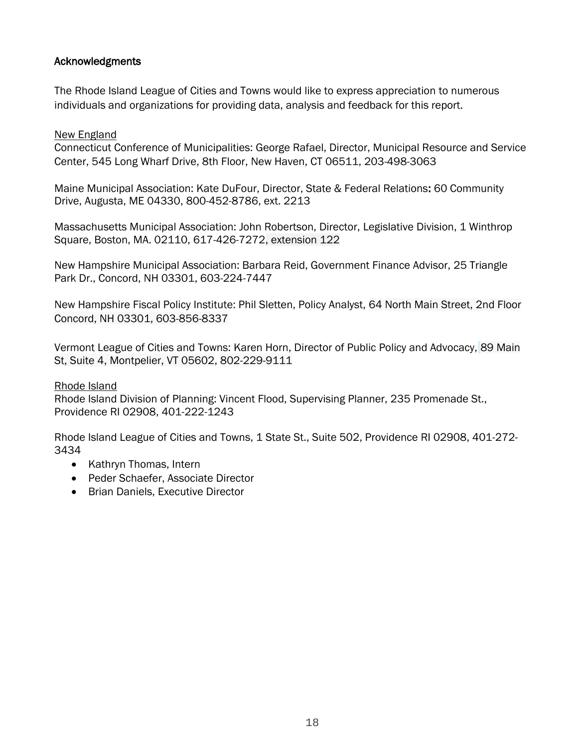## Acknowledgments

The Rhode Island League of Cities and Towns would like to express appreciation to numerous individuals and organizations for providing data, analysis and feedback for this report.

<u>New England</u>
Connecticut Conference of Municipalities: George Rafael, Director, Municipal Resource and Service Center, 545 Long Wharf Drive, 8th Floor, New Haven, CT 06511, 203-498-3063

Maine Municipal Association: Kate DuFour, Director, State & Federal Relations**:** 60 Community Drive, Augusta, ME 04330, 800-452-8786, ext. 2213

Massachusetts Municipal Association: John Robertson, Director, Legislative Division, 1 Winthrop Square, Boston, MA. 02110, 617-426-7272, extension 122

New Hampshire Municipal Association: Barbara Reid, Government Finance Advisor, 25 Triangle Park Dr., Concord, NH 03301, 603-224-7447

New Hampshire Fiscal Policy Institute: Phil Sletten, Policy Analyst, 64 North Main Street, 2nd Floor Concord, NH 03301, 603-856-8337

Vermont League of Cities and Towns: Karen Horn, Director of Public Policy and Advocacy, 89 Main St, Suite 4, Montpelier, VT 05602, 802-229-9111

<u>Rhode Island</u>
Rhode Island Division of Planning: Vincent Flood, Supervising Planner, 235 Promenade St., Providence RI 02908, 401-222-1243

Rhode Island League of Cities and Towns, 1 State St., Suite 502, Providence RI 02908, 401-272-3434

- Kathryn Thomas, Intern
- Peder Schaefer, Associate Director
- Brian Daniels, Executive Director